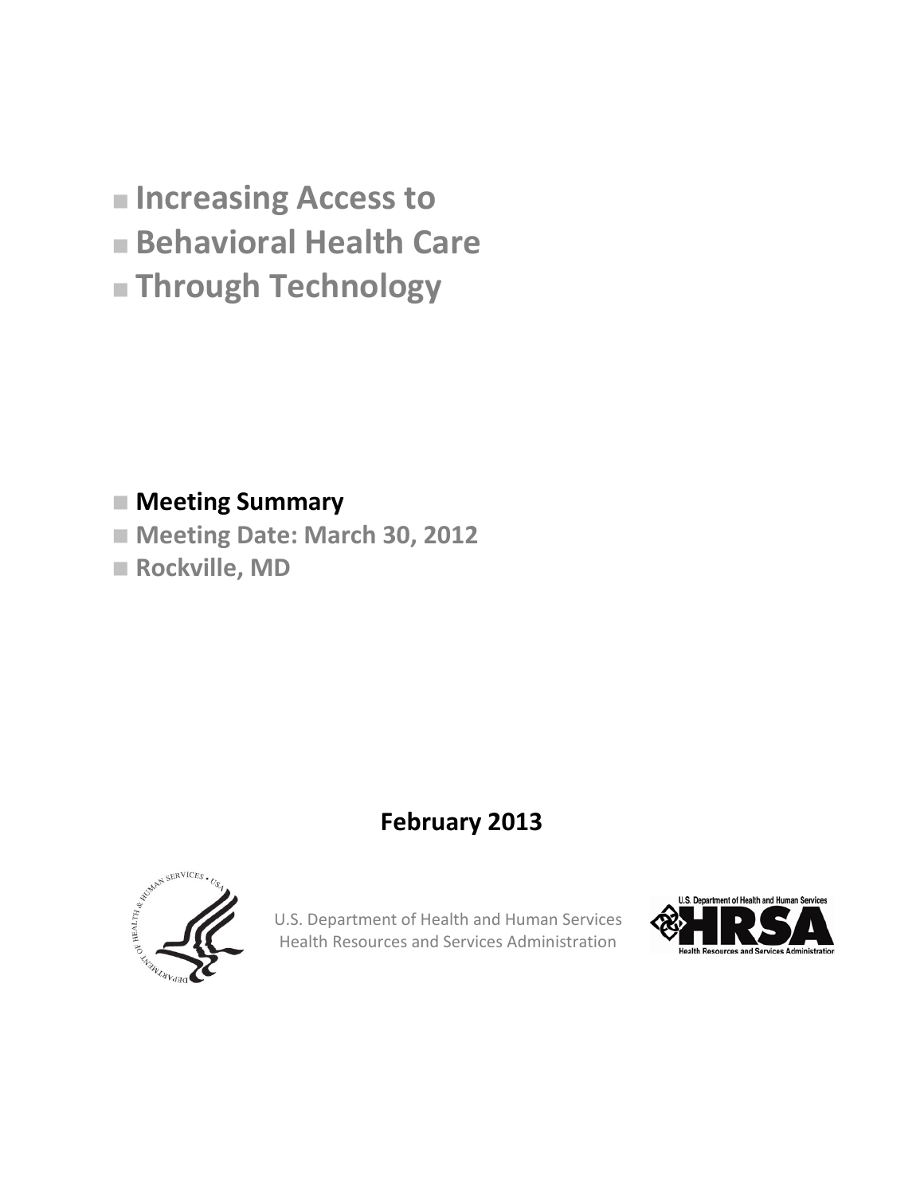# Increasing Access to Behavioral Health Care Through Technology

**Meeting Summary**

**Meeting Date: March 30, 2012**

**Rockville, MD**

**February 2013**

U.S. Department of Health and Human Services
Health Resources and Services Administration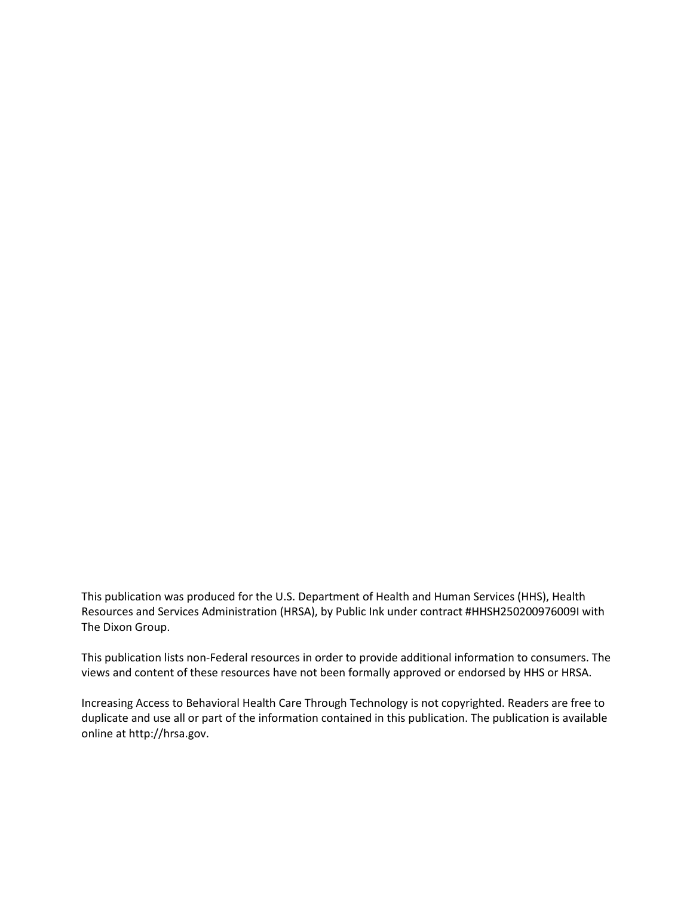This publication was produced for the U.S. Department of Health and Human Services (HHS), Health Resources and Services Administration (HRSA), by Public Ink under contract #HHSH250200976009I with The Dixon Group.

This publication lists non-Federal resources in order to provide additional information to consumers. The views and content of these resources have not been formally approved or endorsed by HHS or HRSA.

Increasing Access to Behavioral Health Care Through Technology is not copyrighted. Readers are free to duplicate and use all or part of the information contained in this publication. The publication is available online at http://hrsa.gov.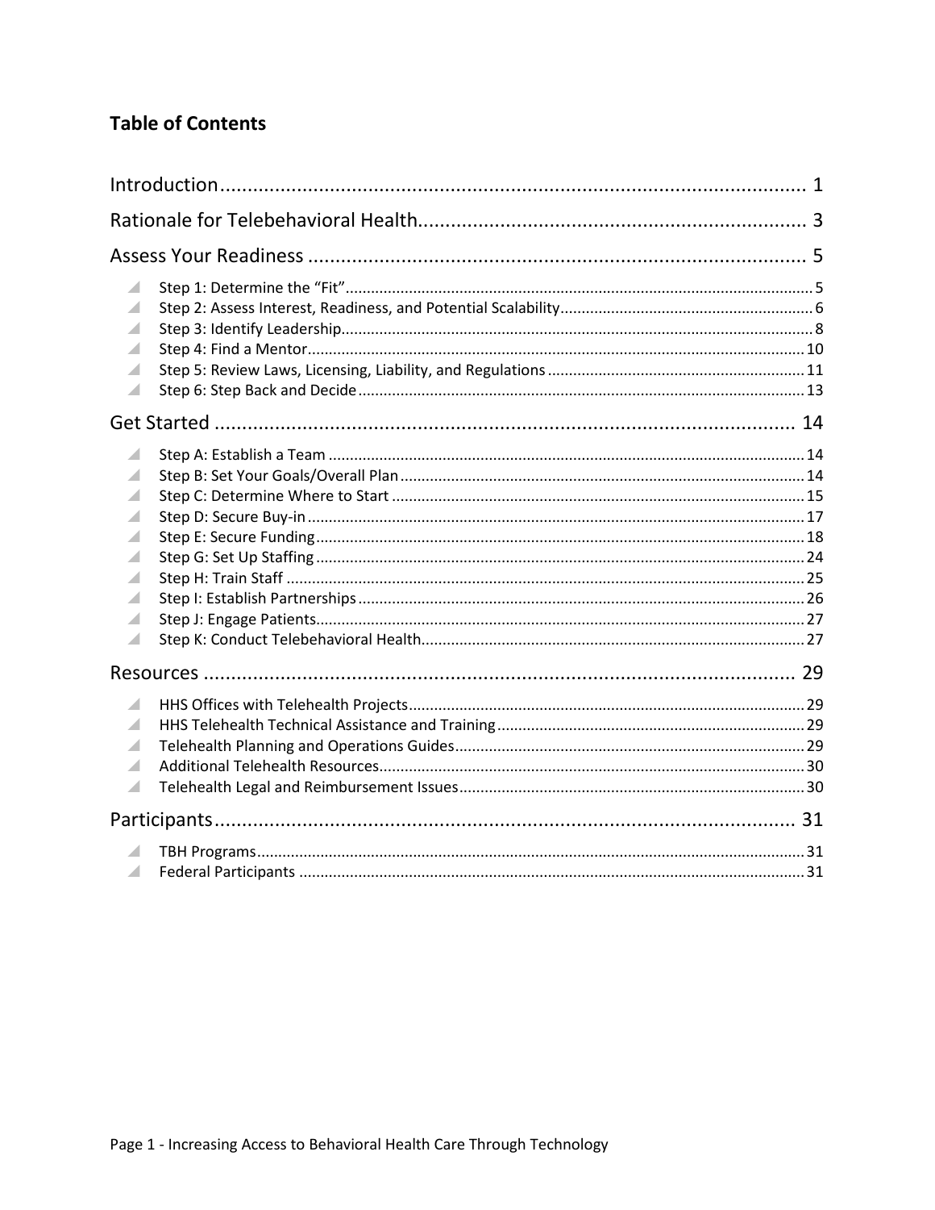## Table of Contents

- Introduction ... 1
- Rationale for Telebehavioral Health ... 3
- Assess Your Readiness ... 5
  - Step 1: Determine the "Fit" ... 5
  - Step 2: Assess Interest, Readiness, and Potential Scalability ... 6
  - Step 3: Identify Leadership ... 8
  - Step 4: Find a Mentor ... 10
  - Step 5: Review Laws, Licensing, Liability, and Regulations ... 11
  - Step 6: Step Back and Decide ... 13
- Get Started ... 14
  - Step A: Establish a Team ... 14
  - Step B: Set Your Goals/Overall Plan ... 14
  - Step C: Determine Where to Start ... 15
  - Step D: Secure Buy-in ... 17
  - Step E: Secure Funding ... 18
  - Step G: Set Up Staffing ... 24
  - Step H: Train Staff ... 25
  - Step I: Establish Partnerships ... 26
  - Step J: Engage Patients ... 27
  - Step K: Conduct Telebehavioral Health ... 27
- Resources ... 29
  - HHS Offices with Telehealth Projects ... 29
  - HHS Telehealth Technical Assistance and Training ... 29
  - Telehealth Planning and Operations Guides ... 29
  - Additional Telehealth Resources ... 30
  - Telehealth Legal and Reimbursement Issues ... 30
- Participants ... 31
  - TBH Programs ... 31
  - Federal Participants ... 31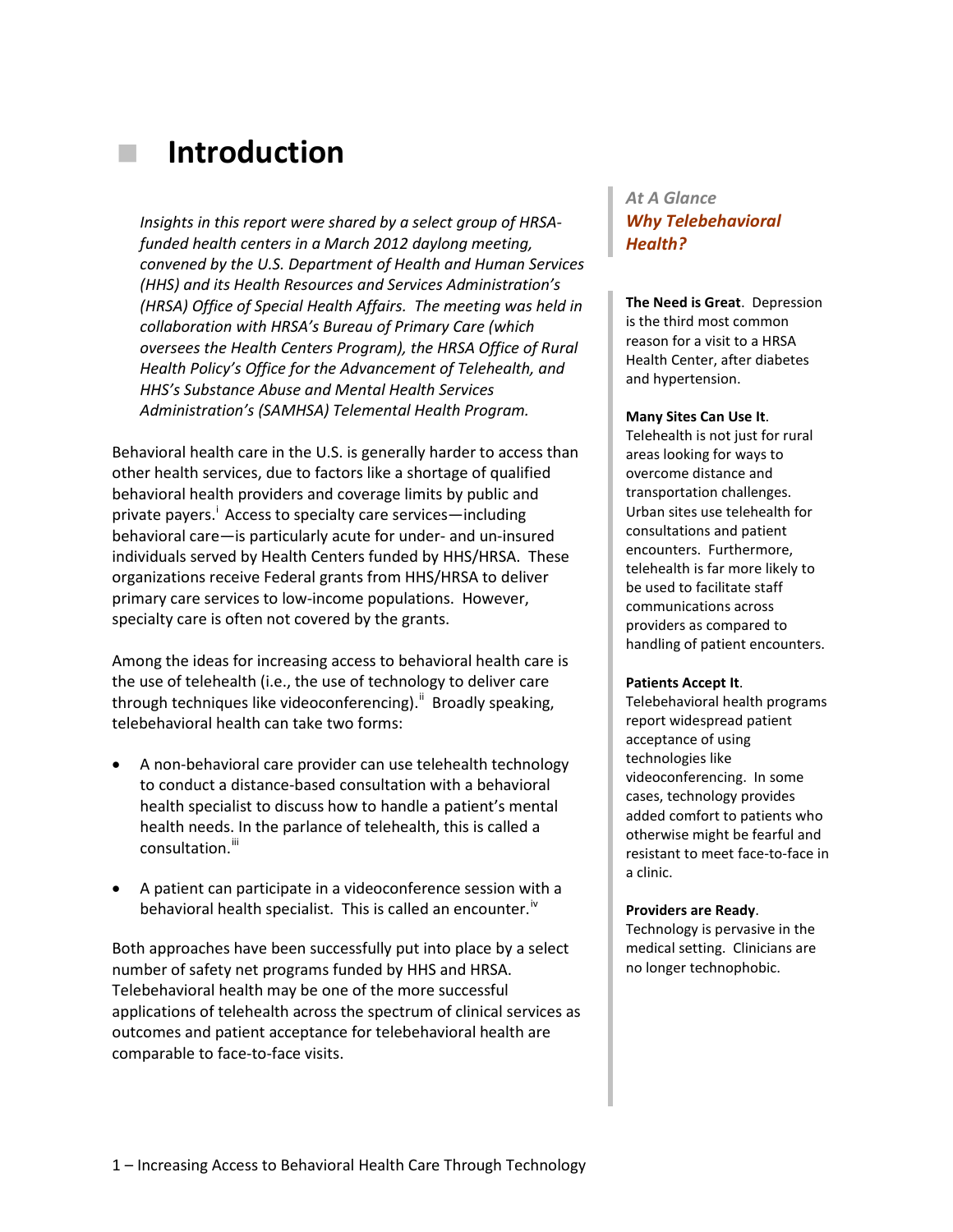# Introduction

*Insights in this report were shared by a select group of HRSA-funded health centers in a March 2012 daylong meeting, convened by the U.S. Department of Health and Human Services (HHS) and its Health Resources and Services Administration's (HRSA) Office of Special Health Affairs. The meeting was held in collaboration with HRSA's Bureau of Primary Care (which oversees the Health Centers Program), the HRSA Office of Rural Health Policy's Office for the Advancement of Telehealth, and HHS's Substance Abuse and Mental Health Services Administration's (SAMHSA) Telemental Health Program.*

Behavioral health care in the U.S. is generally harder to access than other health services, due to factors like a shortage of qualified behavioral health providers and coverage limits by public and private payers.[i] Access to specialty care services—including behavioral care—is particularly acute for under- and un-insured individuals served by Health Centers funded by HHS/HRSA. These organizations receive Federal grants from HHS/HRSA to deliver primary care services to low-income populations. However, specialty care is often not covered by the grants.

Among the ideas for increasing access to behavioral health care is the use of telehealth (i.e., the use of technology to deliver care through techniques like videoconferencing).[ii] Broadly speaking, telebehavioral health can take two forms:

- A non-behavioral care provider can use telehealth technology to conduct a distance-based consultation with a behavioral health specialist to discuss how to handle a patient's mental health needs. In the parlance of telehealth, this is called a consultation.[iii]
- A patient can participate in a videoconference session with a behavioral health specialist. This is called an encounter.[iv]

Both approaches have been successfully put into place by a select number of safety net programs funded by HHS and HRSA. Telebehavioral health may be one of the more successful applications of telehealth across the spectrum of clinical services as outcomes and patient acceptance for telebehavioral health are comparable to face-to-face visits.

*At A Glance*
***Why Telebehavioral Health?***

**The Need is Great**. Depression is the third most common reason for a visit to a HRSA Health Center, after diabetes and hypertension.

**Many Sites Can Use It**. Telehealth is not just for rural areas looking for ways to overcome distance and transportation challenges. Urban sites use telehealth for consultations and patient encounters. Furthermore, telehealth is far more likely to be used to facilitate staff communications across providers as compared to handling of patient encounters.

**Patients Accept It**. Telebehavioral health programs report widespread patient acceptance of using technologies like videoconferencing. In some cases, technology provides added comfort to patients who otherwise might be fearful and resistant to meet face-to-face in a clinic.

**Providers are Ready**. Technology is pervasive in the medical setting. Clinicians are no longer technophobic.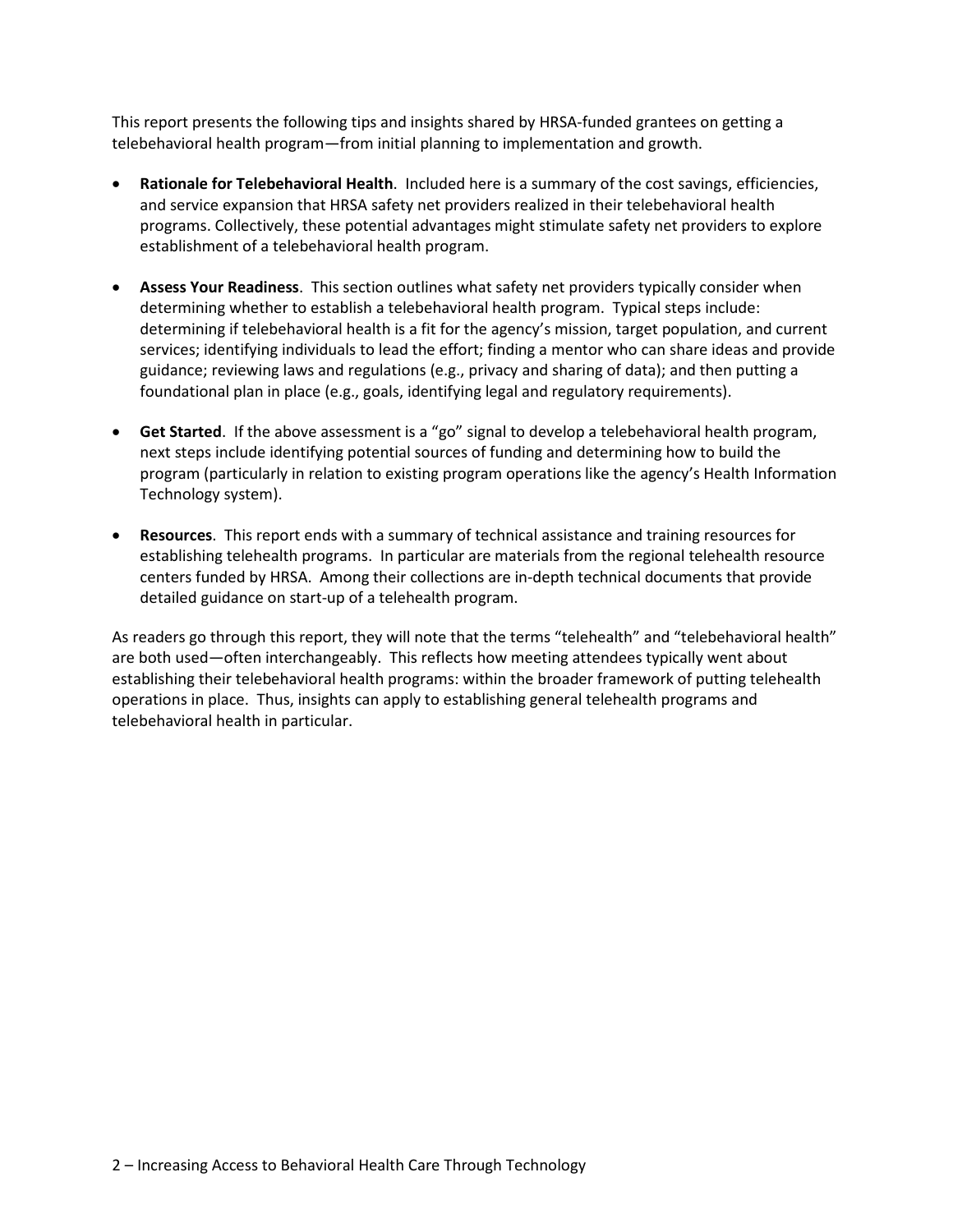This report presents the following tips and insights shared by HRSA-funded grantees on getting a telebehavioral health program—from initial planning to implementation and growth.

- **Rationale for Telebehavioral Health**. Included here is a summary of the cost savings, efficiencies, and service expansion that HRSA safety net providers realized in their telebehavioral health programs. Collectively, these potential advantages might stimulate safety net providers to explore establishment of a telebehavioral health program.

- **Assess Your Readiness**. This section outlines what safety net providers typically consider when determining whether to establish a telebehavioral health program. Typical steps include: determining if telebehavioral health is a fit for the agency's mission, target population, and current services; identifying individuals to lead the effort; finding a mentor who can share ideas and provide guidance; reviewing laws and regulations (e.g., privacy and sharing of data); and then putting a foundational plan in place (e.g., goals, identifying legal and regulatory requirements).

- **Get Started**. If the above assessment is a "go" signal to develop a telebehavioral health program, next steps include identifying potential sources of funding and determining how to build the program (particularly in relation to existing program operations like the agency's Health Information Technology system).

- **Resources**. This report ends with a summary of technical assistance and training resources for establishing telehealth programs. In particular are materials from the regional telehealth resource centers funded by HRSA. Among their collections are in-depth technical documents that provide detailed guidance on start-up of a telehealth program.

As readers go through this report, they will note that the terms "telehealth" and "telebehavioral health" are both used—often interchangeably. This reflects how meeting attendees typically went about establishing their telebehavioral health programs: within the broader framework of putting telehealth operations in place. Thus, insights can apply to establishing general telehealth programs and telebehavioral health in particular.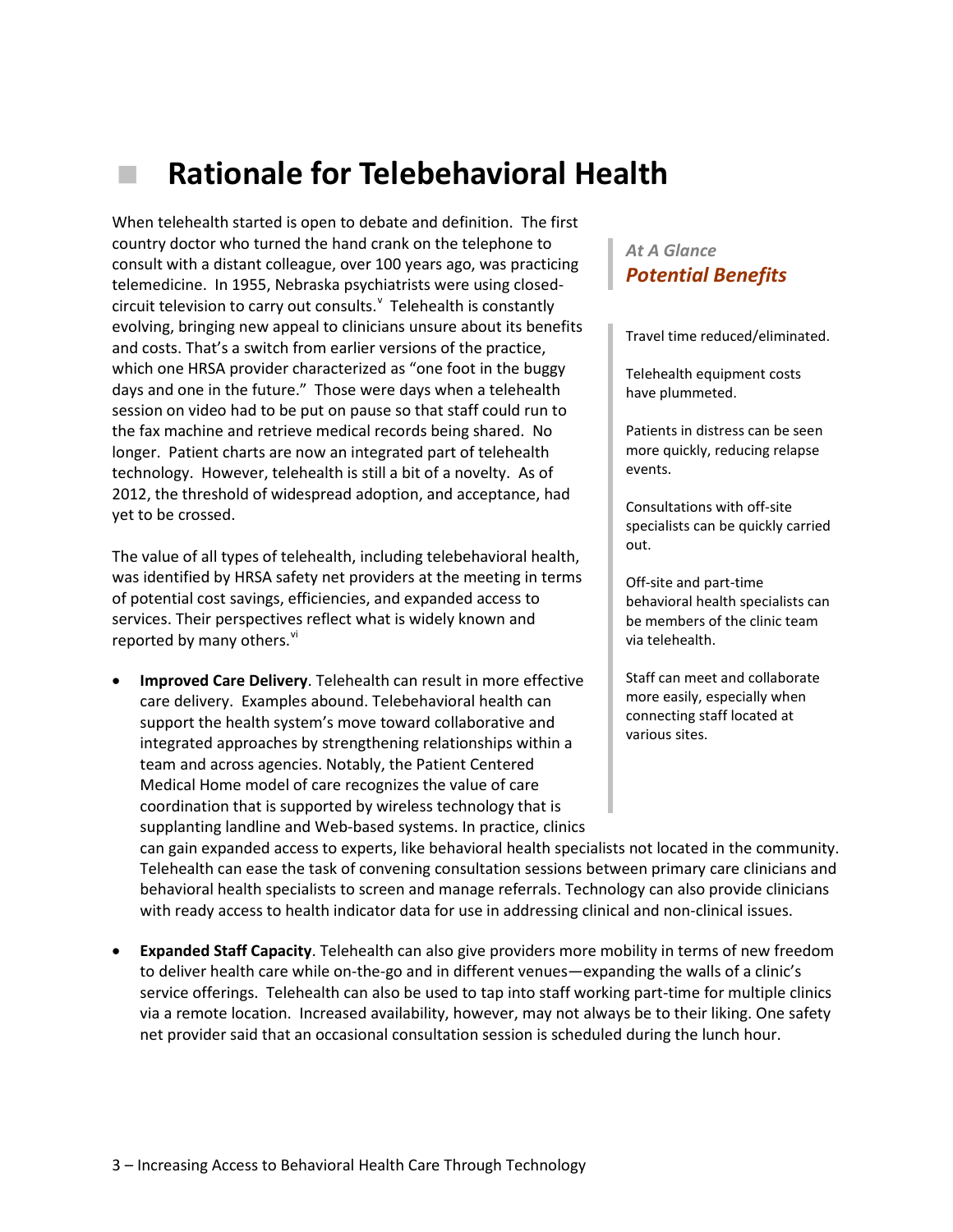# Rationale for Telebehavioral Health

When telehealth started is open to debate and definition. The first country doctor who turned the hand crank on the telephone to consult with a distant colleague, over 100 years ago, was practicing telemedicine. In 1955, Nebraska psychiatrists were using closed-circuit television to carry out consults.[v] Telehealth is constantly evolving, bringing new appeal to clinicians unsure about its benefits and costs. That's a switch from earlier versions of the practice, which one HRSA provider characterized as "one foot in the buggy days and one in the future." Those were days when a telehealth session on video had to be put on pause so that staff could run to the fax machine and retrieve medical records being shared. No longer. Patient charts are now an integrated part of telehealth technology. However, telehealth is still a bit of a novelty. As of 2012, the threshold of widespread adoption, and acceptance, had yet to be crossed.

The value of all types of telehealth, including telebehavioral health, was identified by HRSA safety net providers at the meeting in terms of potential cost savings, efficiencies, and expanded access to services. Their perspectives reflect what is widely known and reported by many others.[vi]

*At A Glance*
***Potential Benefits***

Travel time reduced/eliminated.

Telehealth equipment costs have plummeted.

Patients in distress can be seen more quickly, reducing relapse events.

Consultations with off-site specialists can be quickly carried out.

Off-site and part-time behavioral health specialists can be members of the clinic team via telehealth.

Staff can meet and collaborate more easily, especially when connecting staff located at various sites.

- **Improved Care Delivery**. Telehealth can result in more effective care delivery. Examples abound. Telebehavioral health can support the health system's move toward collaborative and integrated approaches by strengthening relationships within a team and across agencies. Notably, the Patient Centered Medical Home model of care recognizes the value of care coordination that is supported by wireless technology that is supplanting landline and Web-based systems. In practice, clinics can gain expanded access to experts, like behavioral health specialists not located in the community. Telehealth can ease the task of convening consultation sessions between primary care clinicians and behavioral health specialists to screen and manage referrals. Technology can also provide clinicians with ready access to health indicator data for use in addressing clinical and non-clinical issues.

- **Expanded Staff Capacity**. Telehealth can also give providers more mobility in terms of new freedom to deliver health care while on-the-go and in different venues—expanding the walls of a clinic's service offerings. Telehealth can also be used to tap into staff working part-time for multiple clinics via a remote location. Increased availability, however, may not always be to their liking. One safety net provider said that an occasional consultation session is scheduled during the lunch hour.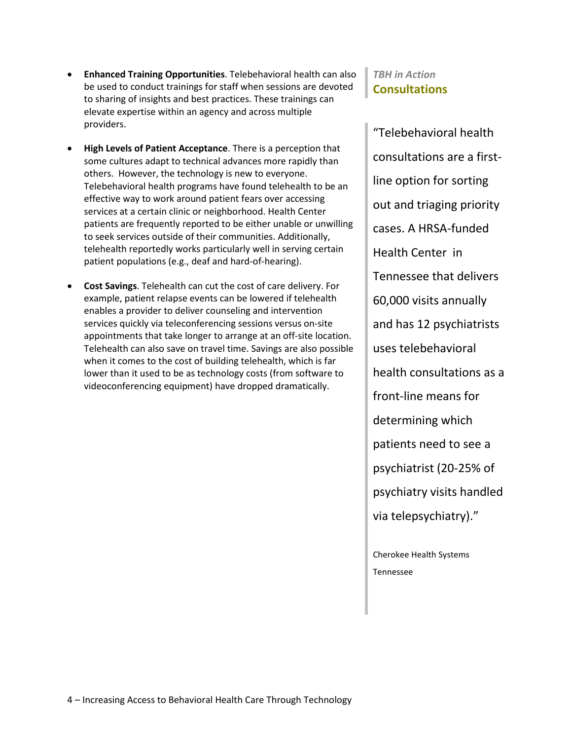- **Enhanced Training Opportunities**. Telebehavioral health can also be used to conduct trainings for staff when sessions are devoted to sharing of insights and best practices. These trainings can elevate expertise within an agency and across multiple providers.
- **High Levels of Patient Acceptance**. There is a perception that some cultures adapt to technical advances more rapidly than others. However, the technology is new to everyone. Telebehavioral health programs have found telehealth to be an effective way to work around patient fears over accessing services at a certain clinic or neighborhood. Health Center patients are frequently reported to be either unable or unwilling to seek services outside of their communities. Additionally, telehealth reportedly works particularly well in serving certain patient populations (e.g., deaf and hard-of-hearing).
- **Cost Savings**. Telehealth can cut the cost of care delivery. For example, patient relapse events can be lowered if telehealth enables a provider to deliver counseling and intervention services quickly via teleconferencing sessions versus on-site appointments that take longer to arrange at an off-site location. Telehealth can also save on travel time. Savings are also possible when it comes to the cost of building telehealth, which is far lower than it used to be as technology costs (from software to videoconferencing equipment) have dropped dramatically.

*TBH in Action*

**Consultations**

"Telebehavioral health consultations are a first-line option for sorting out and triaging priority cases. A HRSA-funded Health Center in Tennessee that delivers 60,000 visits annually and has 12 psychiatrists uses telebehavioral health consultations as a front-line means for determining which patients need to see a psychiatrist (20-25% of psychiatry visits handled via telepsychiatry)."

Cherokee Health Systems

Tennessee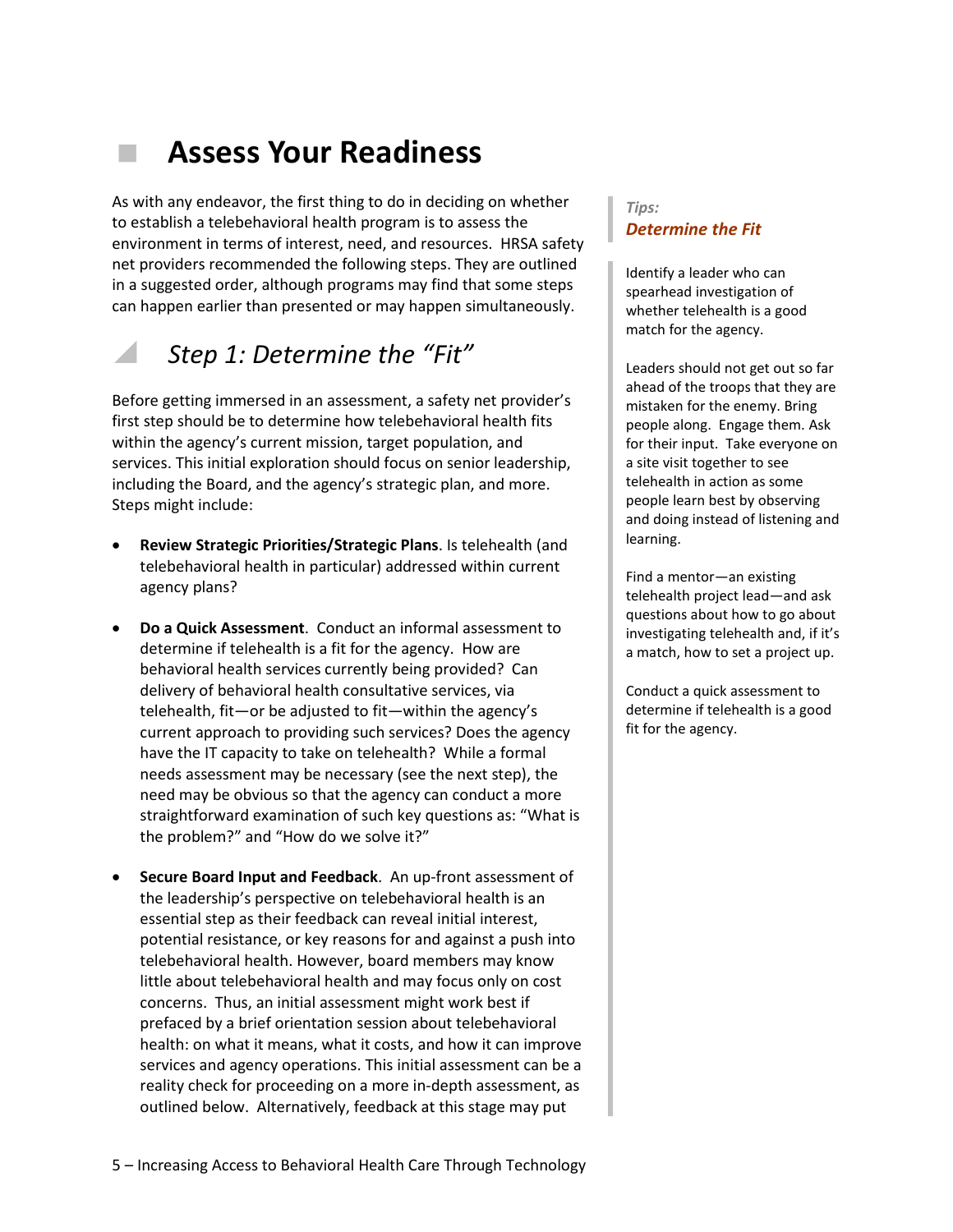# Assess Your Readiness

As with any endeavor, the first thing to do in deciding on whether to establish a telebehavioral health program is to assess the environment in terms of interest, need, and resources. HRSA safety net providers recommended the following steps. They are outlined in a suggested order, although programs may find that some steps can happen earlier than presented or may happen simultaneously.

## *Step 1: Determine the "Fit"*

Before getting immersed in an assessment, a safety net provider's first step should be to determine how telebehavioral health fits within the agency's current mission, target population, and services. This initial exploration should focus on senior leadership, including the Board, and the agency's strategic plan, and more. Steps might include:

- **Review Strategic Priorities/Strategic Plans**. Is telehealth (and telebehavioral health in particular) addressed within current agency plans?

- **Do a Quick Assessment**. Conduct an informal assessment to determine if telehealth is a fit for the agency. How are behavioral health services currently being provided? Can delivery of behavioral health consultative services, via telehealth, fit—or be adjusted to fit—within the agency's current approach to providing such services? Does the agency have the IT capacity to take on telehealth? While a formal needs assessment may be necessary (see the next step), the need may be obvious so that the agency can conduct a more straightforward examination of such key questions as: "What is the problem?" and "How do we solve it?"

- **Secure Board Input and Feedback**. An up-front assessment of the leadership's perspective on telebehavioral health is an essential step as their feedback can reveal initial interest, potential resistance, or key reasons for and against a push into telebehavioral health. However, board members may know little about telebehavioral health and may focus only on cost concerns. Thus, an initial assessment might work best if prefaced by a brief orientation session about telebehavioral health: on what it means, what it costs, and how it can improve services and agency operations. This initial assessment can be a reality check for proceeding on a more in-depth assessment, as outlined below. Alternatively, feedback at this stage may put

*Tips:*
***Determine the Fit***

Identify a leader who can spearhead investigation of whether telehealth is a good match for the agency.

Leaders should not get out so far ahead of the troops that they are mistaken for the enemy. Bring people along. Engage them. Ask for their input. Take everyone on a site visit together to see telehealth in action as some people learn best by observing and doing instead of listening and learning.

Find a mentor—an existing telehealth project lead—and ask questions about how to go about investigating telehealth and, if it's a match, how to set a project up.

Conduct a quick assessment to determine if telehealth is a good fit for the agency.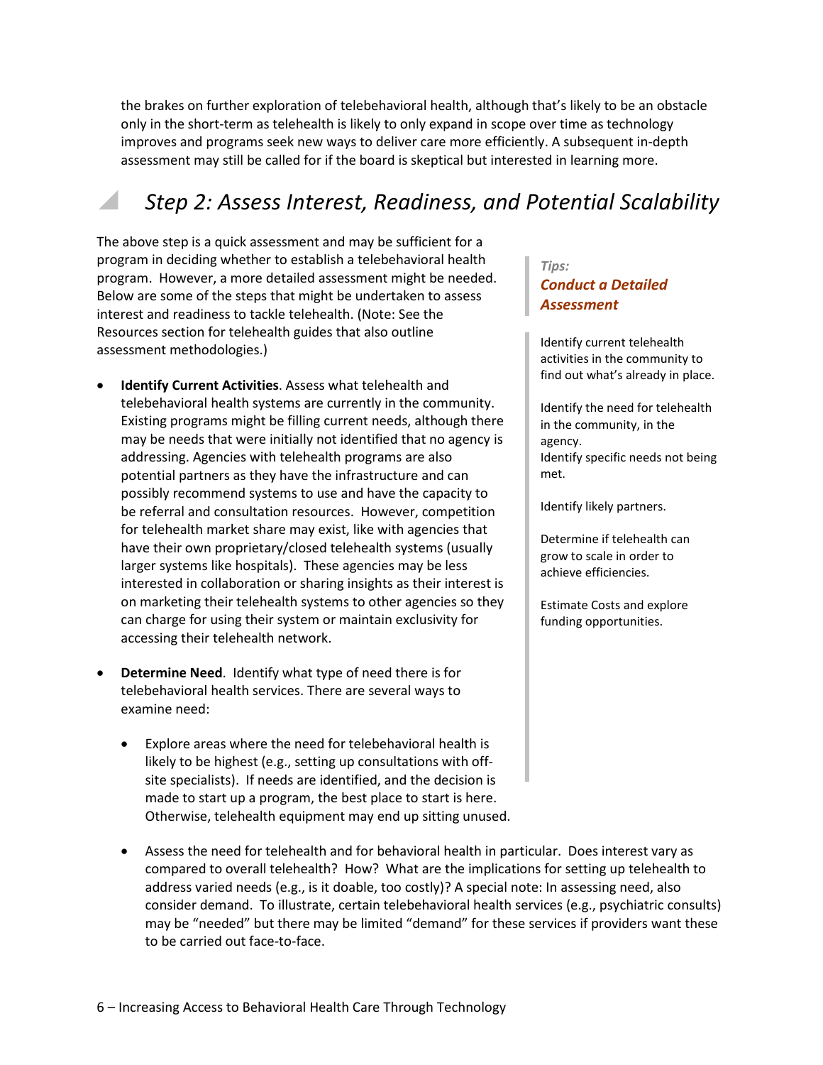the brakes on further exploration of telebehavioral health, although that's likely to be an obstacle only in the short-term as telehealth is likely to only expand in scope over time as technology improves and programs seek new ways to deliver care more efficiently. A subsequent in-depth assessment may still be called for if the board is skeptical but interested in learning more.

## *Step 2: Assess Interest, Readiness, and Potential Scalability*

The above step is a quick assessment and may be sufficient for a program in deciding whether to establish a telebehavioral health program. However, a more detailed assessment might be needed. Below are some of the steps that might be undertaken to assess interest and readiness to tackle telehealth. (Note: See the Resources section for telehealth guides that also outline assessment methodologies.)

- **Identify Current Activities**. Assess what telehealth and telebehavioral health systems are currently in the community. Existing programs might be filling current needs, although there may be needs that were initially not identified that no agency is addressing. Agencies with telehealth programs are also potential partners as they have the infrastructure and can possibly recommend systems to use and have the capacity to be referral and consultation resources. However, competition for telehealth market share may exist, like with agencies that have their own proprietary/closed telehealth systems (usually larger systems like hospitals). These agencies may be less interested in collaboration or sharing insights as their interest is on marketing their telehealth systems to other agencies so they can charge for using their system or maintain exclusivity for accessing their telehealth network.

- **Determine Need**. Identify what type of need there is for telebehavioral health services. There are several ways to examine need:

    - Explore areas where the need for telebehavioral health is likely to be highest (e.g., setting up consultations with off-site specialists). If needs are identified, and the decision is made to start up a program, the best place to start is here. Otherwise, telehealth equipment may end up sitting unused.

    - Assess the need for telehealth and for behavioral health in particular. Does interest vary as compared to overall telehealth? How? What are the implications for setting up telehealth to address varied needs (e.g., is it doable, too costly)? A special note: In assessing need, also consider demand. To illustrate, certain telebehavioral health services (e.g., psychiatric consults) may be "needed" but there may be limited "demand" for these services if providers want these to be carried out face-to-face.

> *Tips:*
> ***Conduct a Detailed Assessment***
>
> Identify current telehealth activities in the community to find out what's already in place.
>
> Identify the need for telehealth in the community, in the agency.
> Identify specific needs not being met.
>
> Identify likely partners.
>
> Determine if telehealth can grow to scale in order to achieve efficiencies.
>
> Estimate Costs and explore funding opportunities.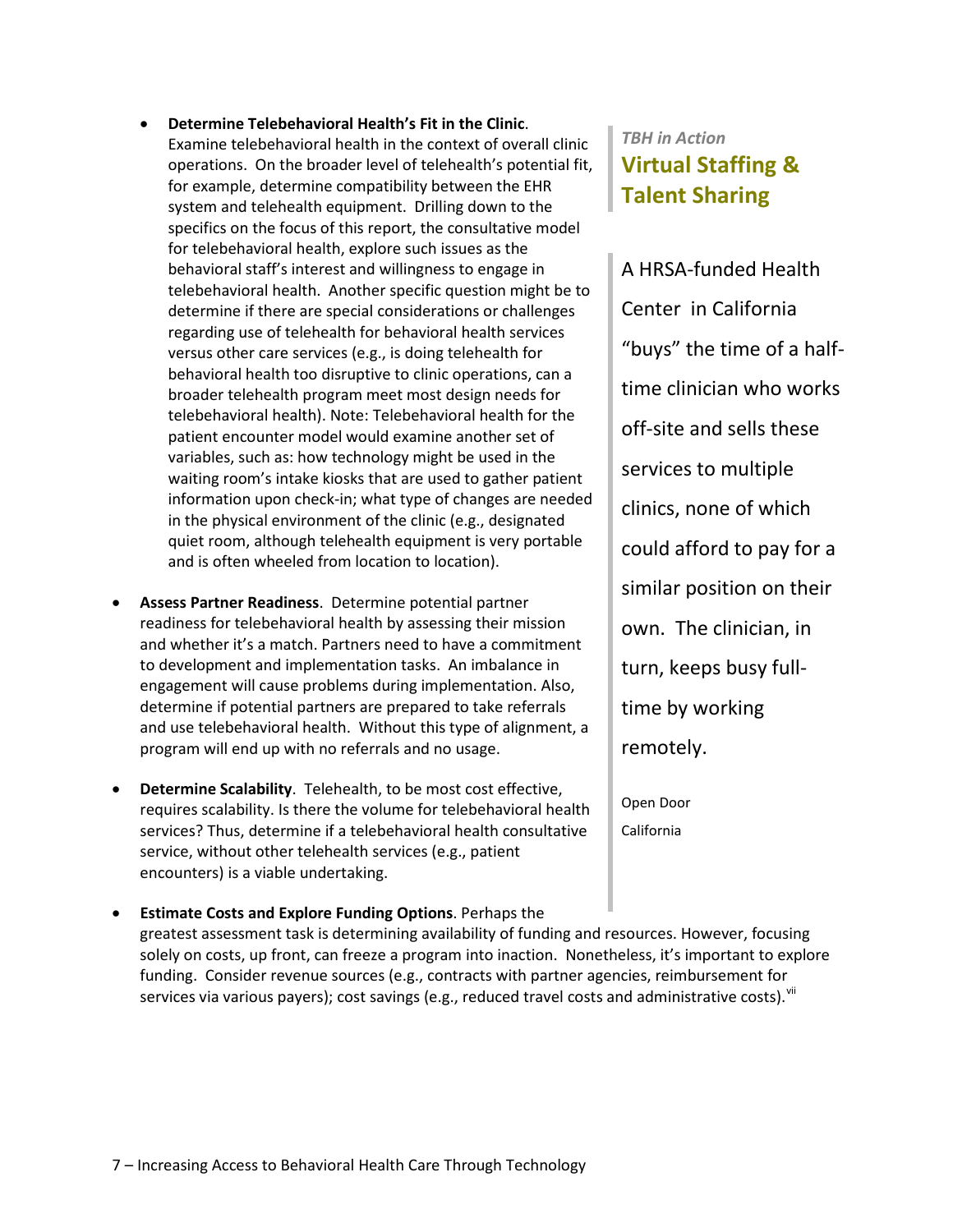- **Determine Telebehavioral Health's Fit in the Clinic**. Examine telebehavioral health in the context of overall clinic operations. On the broader level of telehealth's potential fit, for example, determine compatibility between the EHR system and telehealth equipment. Drilling down to the specifics on the focus of this report, the consultative model for telebehavioral health, explore such issues as the behavioral staff's interest and willingness to engage in telebehavioral health. Another specific question might be to determine if there are special considerations or challenges regarding use of telehealth for behavioral health services versus other care services (e.g., is doing telehealth for behavioral health too disruptive to clinic operations, can a broader telehealth program meet most design needs for telebehavioral health). Note: Telebehavioral health for the patient encounter model would examine another set of variables, such as: how technology might be used in the waiting room's intake kiosks that are used to gather patient information upon check-in; what type of changes are needed in the physical environment of the clinic (e.g., designated quiet room, although telehealth equipment is very portable and is often wheeled from location to location).

- **Assess Partner Readiness**. Determine potential partner readiness for telebehavioral health by assessing their mission and whether it's a match. Partners need to have a commitment to development and implementation tasks. An imbalance in engagement will cause problems during implementation. Also, determine if potential partners are prepared to take referrals and use telebehavioral health. Without this type of alignment, a program will end up with no referrals and no usage.

- **Determine Scalability**. Telehealth, to be most cost effective, requires scalability. Is there the volume for telebehavioral health services? Thus, determine if a telebehavioral health consultative service, without other telehealth services (e.g., patient encounters) is a viable undertaking.

- **Estimate Costs and Explore Funding Options**. Perhaps the greatest assessment task is determining availability of funding and resources. However, focusing solely on costs, up front, can freeze a program into inaction. Nonetheless, it's important to explore funding. Consider revenue sources (e.g., contracts with partner agencies, reimbursement for services via various payers); cost savings (e.g., reduced travel costs and administrative costs).[vii]

*TBH in Action*

### Virtual Staffing & Talent Sharing

A HRSA-funded Health Center in California "buys" the time of a half-time clinician who works off-site and sells these services to multiple clinics, none of which could afford to pay for a similar position on their own. The clinician, in turn, keeps busy full-time by working remotely.

Open Door
California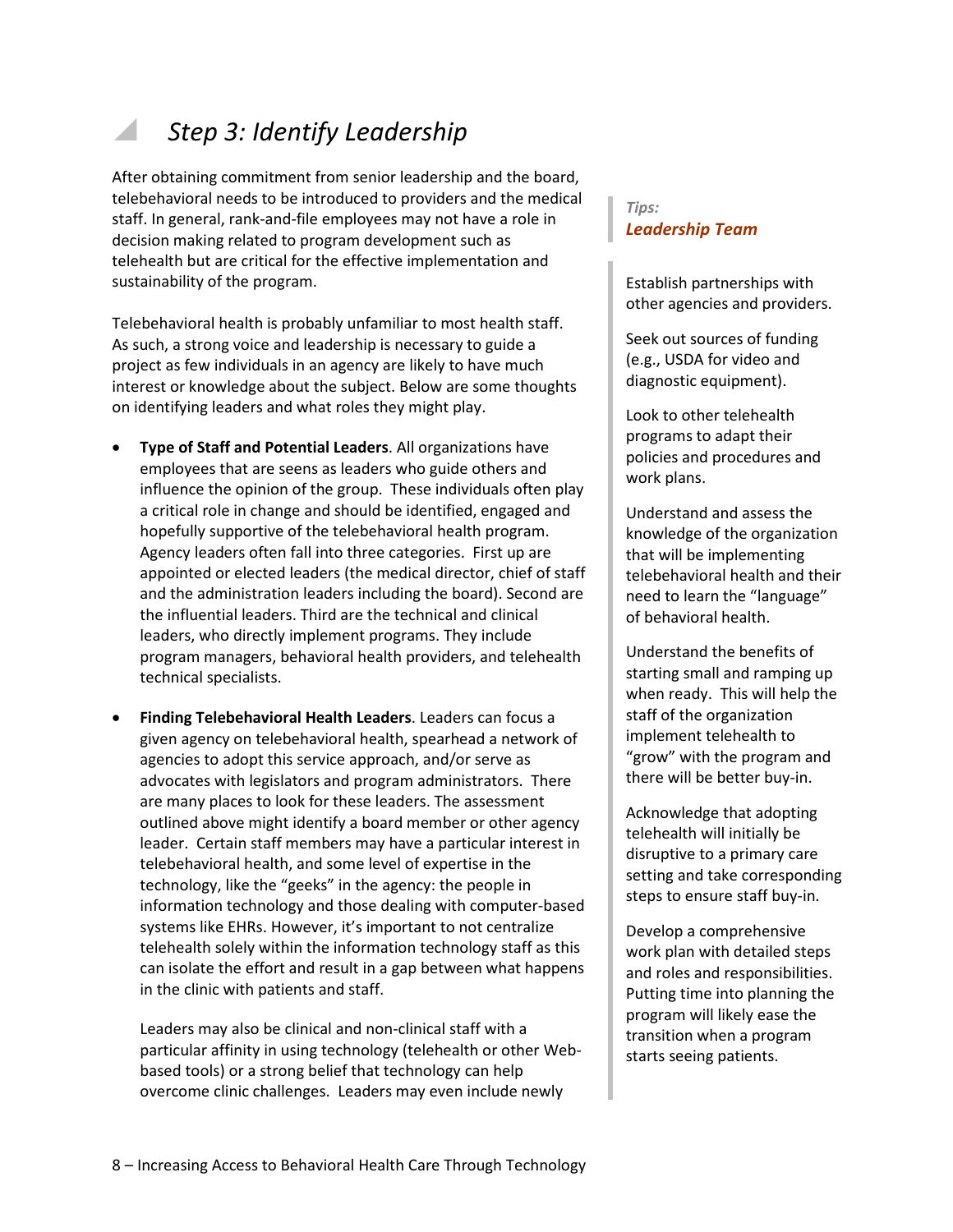## Step 3: Identify Leadership

After obtaining commitment from senior leadership and the board, telebehavioral needs to be introduced to providers and the medical staff. In general, rank-and-file employees may not have a role in decision making related to program development such as telehealth but are critical for the effective implementation and sustainability of the program.

Telebehavioral health is probably unfamiliar to most health staff. As such, a strong voice and leadership is necessary to guide a project as few individuals in an agency are likely to have much interest or knowledge about the subject. Below are some thoughts on identifying leaders and what roles they might play.

- **Type of Staff and Potential Leaders**. All organizations have employees that are seens as leaders who guide others and influence the opinion of the group. These individuals often play a critical role in change and should be identified, engaged and hopefully supportive of the telebehavioral health program. Agency leaders often fall into three categories. First up are appointed or elected leaders (the medical director, chief of staff and the administration leaders including the board). Second are the influential leaders. Third are the technical and clinical leaders, who directly implement programs. They include program managers, behavioral health providers, and telehealth technical specialists.

- **Finding Telebehavioral Health Leaders**. Leaders can focus a given agency on telebehavioral health, spearhead a network of agencies to adopt this service approach, and/or serve as advocates with legislators and program administrators. There are many places to look for these leaders. The assessment outlined above might identify a board member or other agency leader. Certain staff members may have a particular interest in telebehavioral health, and some level of expertise in the technology, like the "geeks" in the agency: the people in information technology and those dealing with computer-based systems like EHRs. However, it's important to not centralize telehealth solely within the information technology staff as this can isolate the effort and result in a gap between what happens in the clinic with patients and staff.

  Leaders may also be clinical and non-clinical staff with a particular affinity in using technology (telehealth or other Web-based tools) or a strong belief that technology can help overcome clinic challenges. Leaders may even include newly

> *Tips:*
> ***Leadership Team***
>
> Establish partnerships with other agencies and providers.
>
> Seek out sources of funding (e.g., USDA for video and diagnostic equipment).
>
> Look to other telehealth programs to adapt their policies and procedures and work plans.
>
> Understand and assess the knowledge of the organization that will be implementing telebehavioral health and their need to learn the "language" of behavioral health.
>
> Understand the benefits of starting small and ramping up when ready. This will help the staff of the organization implement telehealth to "grow" with the program and there will be better buy-in.
>
> Acknowledge that adopting telehealth will initially be disruptive to a primary care setting and take corresponding steps to ensure staff buy-in.
>
> Develop a comprehensive work plan with detailed steps and roles and responsibilities. Putting time into planning the program will likely ease the transition when a program starts seeing patients.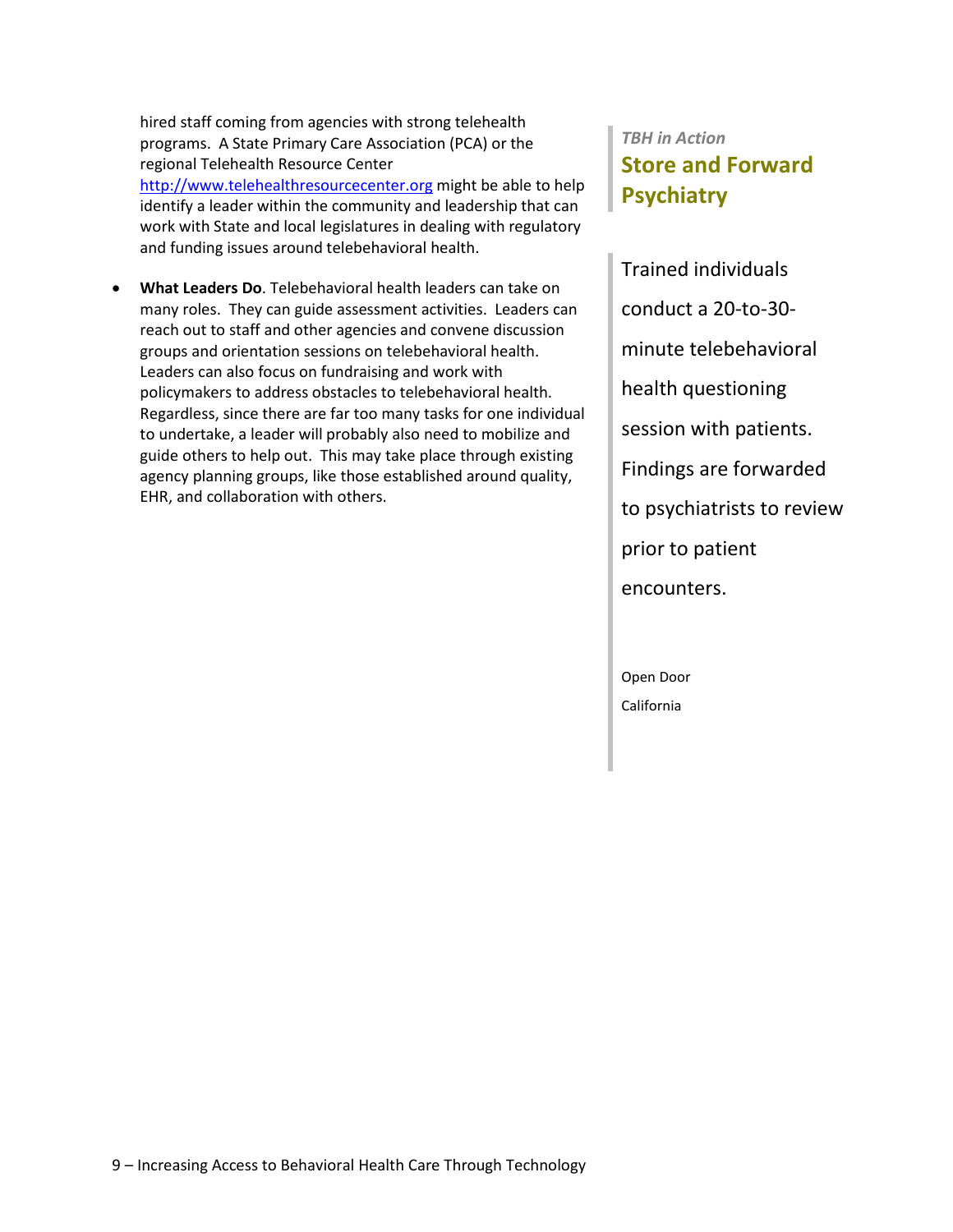hired staff coming from agencies with strong telehealth programs. A State Primary Care Association (PCA) or the regional Telehealth Resource Center http://www.telehealthresourcecenter.org might be able to help identify a leader within the community and leadership that can work with State and local legislatures in dealing with regulatory and funding issues around telebehavioral health.

- **What Leaders Do**. Telebehavioral health leaders can take on many roles. They can guide assessment activities. Leaders can reach out to staff and other agencies and convene discussion groups and orientation sessions on telebehavioral health. Leaders can also focus on fundraising and work with policymakers to address obstacles to telebehavioral health. Regardless, since there are far too many tasks for one individual to undertake, a leader will probably also need to mobilize and guide others to help out. This may take place through existing agency planning groups, like those established around quality, EHR, and collaboration with others.

*TBH in Action*

### Store and Forward Psychiatry

Trained individuals conduct a 20-to-30-minute telebehavioral health questioning session with patients. Findings are forwarded to psychiatrists to review prior to patient encounters.

Open Door

California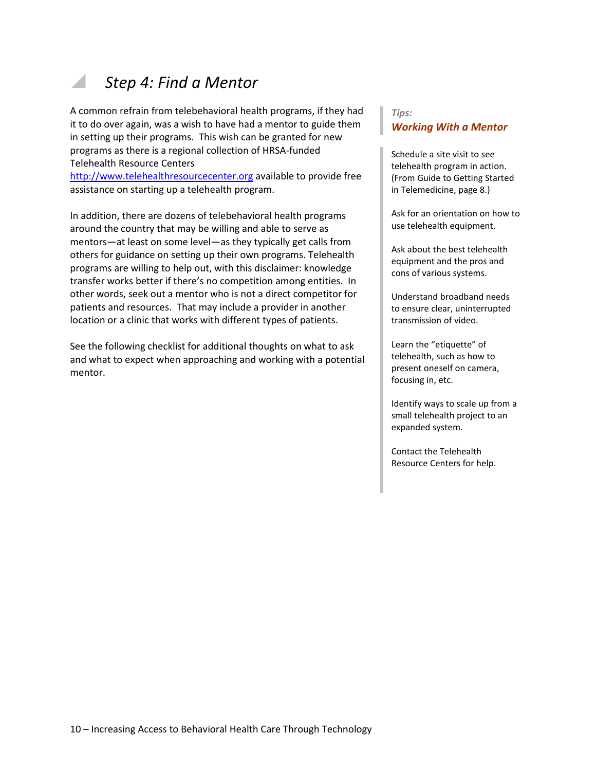## *Step 4: Find a Mentor*

A common refrain from telebehavioral health programs, if they had it to do over again, was a wish to have had a mentor to guide them in setting up their programs. This wish can be granted for new programs as there is a regional collection of HRSA-funded Telehealth Resource Centers http://www.telehealthresourcecenter.org available to provide free assistance on starting up a telehealth program.

In addition, there are dozens of telebehavioral health programs around the country that may be willing and able to serve as mentors—at least on some level—as they typically get calls from others for guidance on setting up their own programs. Telehealth programs are willing to help out, with this disclaimer: knowledge transfer works better if there's no competition among entities. In other words, seek out a mentor who is not a direct competitor for patients and resources. That may include a provider in another location or a clinic that works with different types of patients.

See the following checklist for additional thoughts on what to ask and what to expect when approaching and working with a potential mentor.

*Tips:*

***Working With a Mentor***

Schedule a site visit to see telehealth program in action. (From Guide to Getting Started in Telemedicine, page 8.)

Ask for an orientation on how to use telehealth equipment.

Ask about the best telehealth equipment and the pros and cons of various systems.

Understand broadband needs to ensure clear, uninterrupted transmission of video.

Learn the "etiquette" of telehealth, such as how to present oneself on camera, focusing in, etc.

Identify ways to scale up from a small telehealth project to an expanded system.

Contact the Telehealth Resource Centers for help.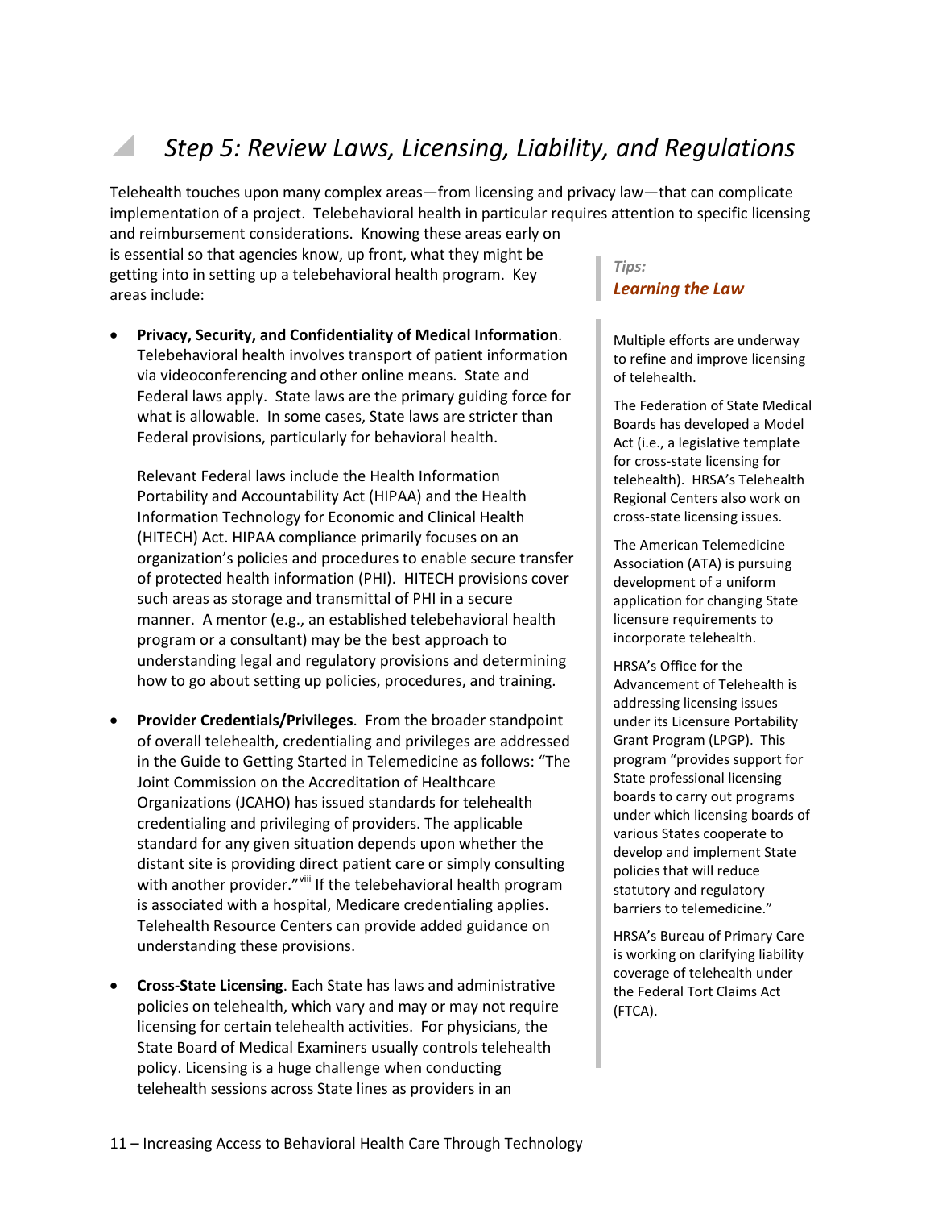## *Step 5: Review Laws, Licensing, Liability, and Regulations*

Telehealth touches upon many complex areas—from licensing and privacy law—that can complicate implementation of a project. Telebehavioral health in particular requires attention to specific licensing and reimbursement considerations. Knowing these areas early on is essential so that agencies know, up front, what they might be getting into in setting up a telebehavioral health program. Key areas include:

- **Privacy, Security, and Confidentiality of Medical Information**. Telebehavioral health involves transport of patient information via videoconferencing and other online means. State and Federal laws apply. State laws are the primary guiding force for what is allowable. In some cases, State laws are stricter than Federal provisions, particularly for behavioral health.

  Relevant Federal laws include the Health Information Portability and Accountability Act (HIPAA) and the Health Information Technology for Economic and Clinical Health (HITECH) Act. HIPAA compliance primarily focuses on an organization's policies and procedures to enable secure transfer of protected health information (PHI). HITECH provisions cover such areas as storage and transmittal of PHI in a secure manner. A mentor (e.g., an established telebehavioral health program or a consultant) may be the best approach to understanding legal and regulatory provisions and determining how to go about setting up policies, procedures, and training.

- **Provider Credentials/Privileges**. From the broader standpoint of overall telehealth, credentialing and privileges are addressed in the Guide to Getting Started in Telemedicine as follows: "The Joint Commission on the Accreditation of Healthcare Organizations (JCAHO) has issued standards for telehealth credentialing and privileging of providers. The applicable standard for any given situation depends upon whether the distant site is providing direct patient care or simply consulting with another provider."[viii] If the telebehavioral health program is associated with a hospital, Medicare credentialing applies. Telehealth Resource Centers can provide added guidance on understanding these provisions.

- **Cross-State Licensing**. Each State has laws and administrative policies on telehealth, which vary and may or may not require licensing for certain telehealth activities. For physicians, the State Board of Medical Examiners usually controls telehealth policy. Licensing is a huge challenge when conducting telehealth sessions across State lines as providers in an

> *Tips:*
> ***Learning the Law***
>
> Multiple efforts are underway to refine and improve licensing of telehealth.
>
> The Federation of State Medical Boards has developed a Model Act (i.e., a legislative template for cross-state licensing for telehealth). HRSA's Telehealth Regional Centers also work on cross-state licensing issues.
>
> The American Telemedicine Association (ATA) is pursuing development of a uniform application for changing State licensure requirements to incorporate telehealth.
>
> HRSA's Office for the Advancement of Telehealth is addressing licensing issues under its Licensure Portability Grant Program (LPGP). This program "provides support for State professional licensing boards to carry out programs under which licensing boards of various States cooperate to develop and implement State policies that will reduce statutory and regulatory barriers to telemedicine."
>
> HRSA's Bureau of Primary Care is working on clarifying liability coverage of telehealth under the Federal Tort Claims Act (FTCA).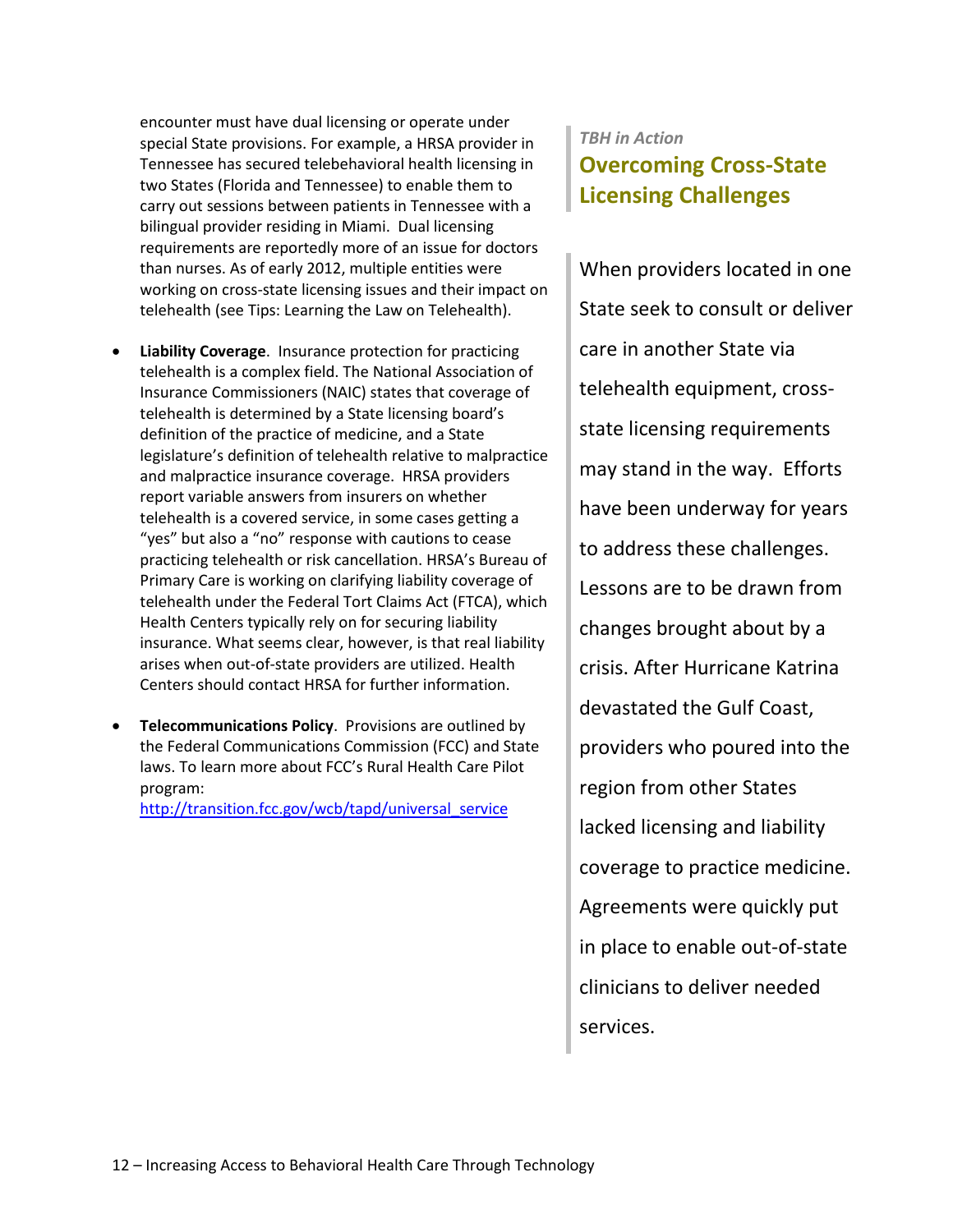encounter must have dual licensing or operate under special State provisions. For example, a HRSA provider in Tennessee has secured telebehavioral health licensing in two States (Florida and Tennessee) to enable them to carry out sessions between patients in Tennessee with a bilingual provider residing in Miami. Dual licensing requirements are reportedly more of an issue for doctors than nurses. As of early 2012, multiple entities were working on cross-state licensing issues and their impact on telehealth (see Tips: Learning the Law on Telehealth).

- **Liability Coverage**. Insurance protection for practicing telehealth is a complex field. The National Association of Insurance Commissioners (NAIC) states that coverage of telehealth is determined by a State licensing board's definition of the practice of medicine, and a State legislature's definition of telehealth relative to malpractice and malpractice insurance coverage. HRSA providers report variable answers from insurers on whether telehealth is a covered service, in some cases getting a "yes" but also a "no" response with cautions to cease practicing telehealth or risk cancellation. HRSA's Bureau of Primary Care is working on clarifying liability coverage of telehealth under the Federal Tort Claims Act (FTCA), which Health Centers typically rely on for securing liability insurance. What seems clear, however, is that real liability arises when out-of-state providers are utilized. Health Centers should contact HRSA for further information.

- **Telecommunications Policy**. Provisions are outlined by the Federal Communications Commission (FCC) and State laws. To learn more about FCC's Rural Health Care Pilot program: http://transition.fcc.gov/wcb/tapd/universal_service

*TBH in Action*

## Overcoming Cross-State Licensing Challenges

When providers located in one State seek to consult or deliver care in another State via telehealth equipment, cross-state licensing requirements may stand in the way. Efforts have been underway for years to address these challenges. Lessons are to be drawn from changes brought about by a crisis. After Hurricane Katrina devastated the Gulf Coast, providers who poured into the region from other States lacked licensing and liability coverage to practice medicine. Agreements were quickly put in place to enable out-of-state clinicians to deliver needed services.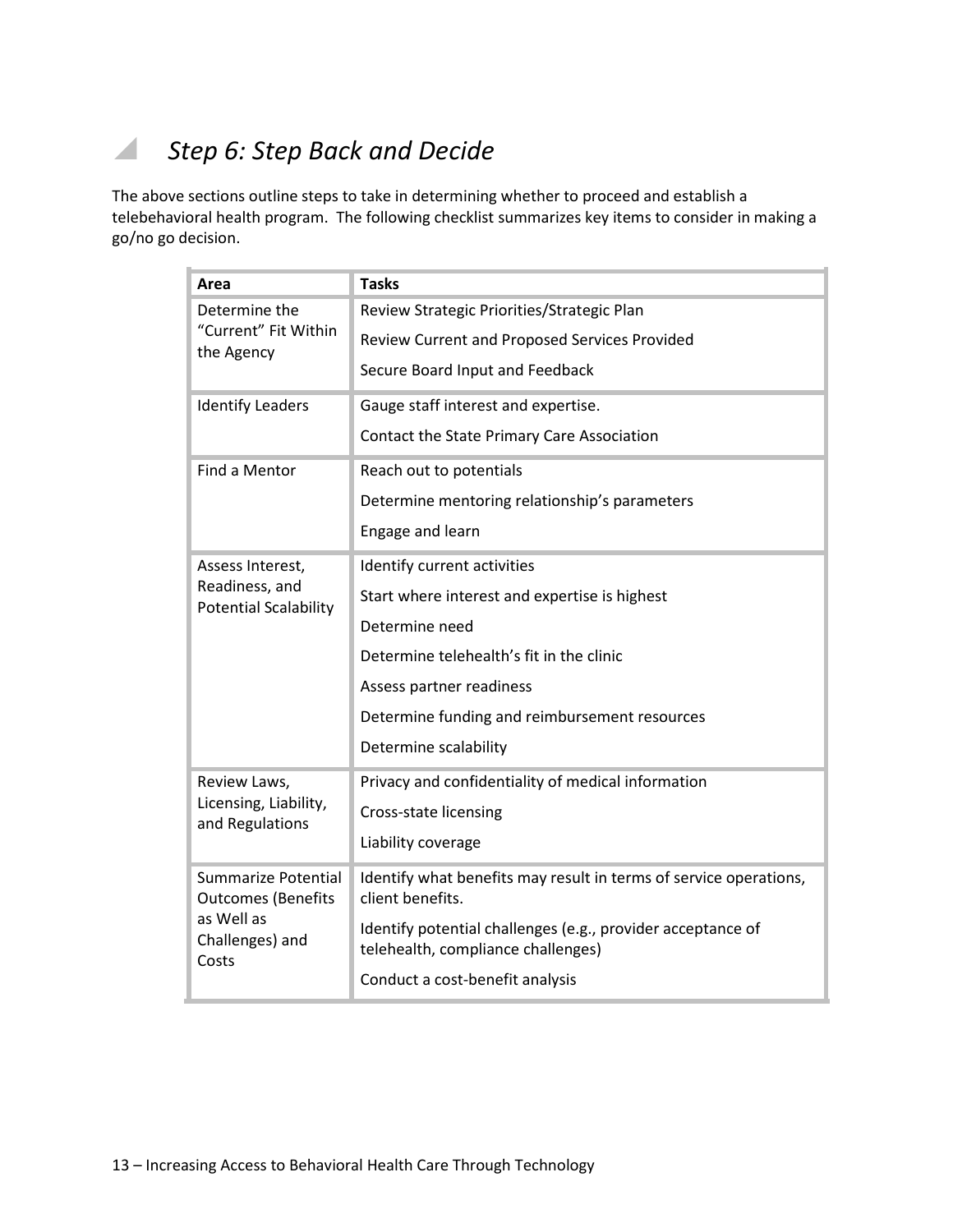## *Step 6: Step Back and Decide*

The above sections outline steps to take in determining whether to proceed and establish a telebehavioral health program. The following checklist summarizes key items to consider in making a go/no go decision.

| Area | Tasks |
|---|---|
| Determine the "Current" Fit Within the Agency | Review Strategic Priorities/Strategic Plan |
| | Review Current and Proposed Services Provided |
| | Secure Board Input and Feedback |
| Identify Leaders | Gauge staff interest and expertise. |
| | Contact the State Primary Care Association |
| Find a Mentor | Reach out to potentials |
| | Determine mentoring relationship's parameters |
| | Engage and learn |
| Assess Interest, Readiness, and Potential Scalability | Identify current activities |
| | Start where interest and expertise is highest |
| | Determine need |
| | Determine telehealth's fit in the clinic |
| | Assess partner readiness |
| | Determine funding and reimbursement resources |
| | Determine scalability |
| Review Laws, Licensing, Liability, and Regulations | Privacy and confidentiality of medical information |
| | Cross-state licensing |
| | Liability coverage |
| Summarize Potential Outcomes (Benefits as Well as Challenges) and Costs | Identify what benefits may result in terms of service operations, client benefits. |
| | Identify potential challenges (e.g., provider acceptance of telehealth, compliance challenges) |
| | Conduct a cost-benefit analysis |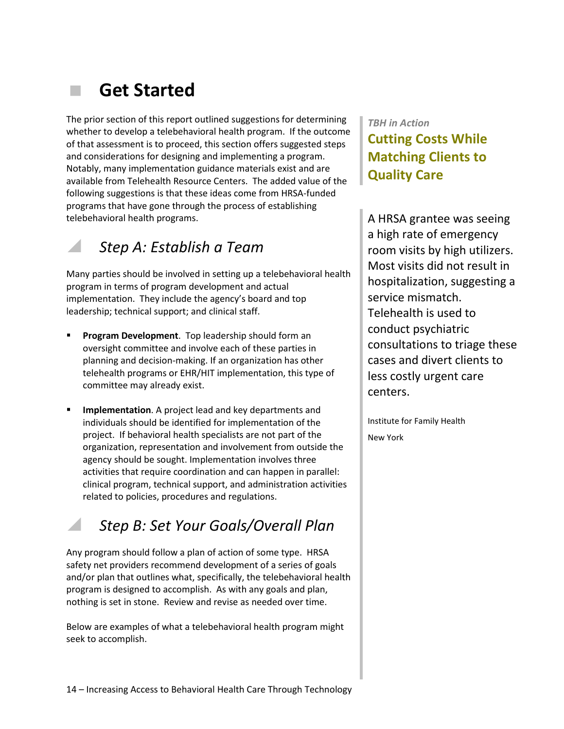# Get Started

The prior section of this report outlined suggestions for determining whether to develop a telebehavioral health program. If the outcome of that assessment is to proceed, this section offers suggested steps and considerations for designing and implementing a program. Notably, many implementation guidance materials exist and are available from Telehealth Resource Centers. The added value of the following suggestions is that these ideas come from HRSA-funded programs that have gone through the process of establishing telebehavioral health programs.

## *Step A: Establish a Team*

Many parties should be involved in setting up a telebehavioral health program in terms of program development and actual implementation. They include the agency's board and top leadership; technical support; and clinical staff.

- **Program Development**. Top leadership should form an oversight committee and involve each of these parties in planning and decision-making. If an organization has other telehealth programs or EHR/HIT implementation, this type of committee may already exist.
- **Implementation**. A project lead and key departments and individuals should be identified for implementation of the project. If behavioral health specialists are not part of the organization, representation and involvement from outside the agency should be sought. Implementation involves three activities that require coordination and can happen in parallel: clinical program, technical support, and administration activities related to policies, procedures and regulations.

## *Step B: Set Your Goals/Overall Plan*

Any program should follow a plan of action of some type. HRSA safety net providers recommend development of a series of goals and/or plan that outlines what, specifically, the telebehavioral health program is designed to accomplish. As with any goals and plan, nothing is set in stone. Review and revise as needed over time.

Below are examples of what a telebehavioral health program might seek to accomplish.

> ***TBH in Action***
>
> **Cutting Costs While Matching Clients to Quality Care**
>
> A HRSA grantee was seeing a high rate of emergency room visits by high utilizers. Most visits did not result in hospitalization, suggesting a service mismatch. Telehealth is used to conduct psychiatric consultations to triage these cases and divert clients to less costly urgent care centers.
>
> Institute for Family Health
>
> New York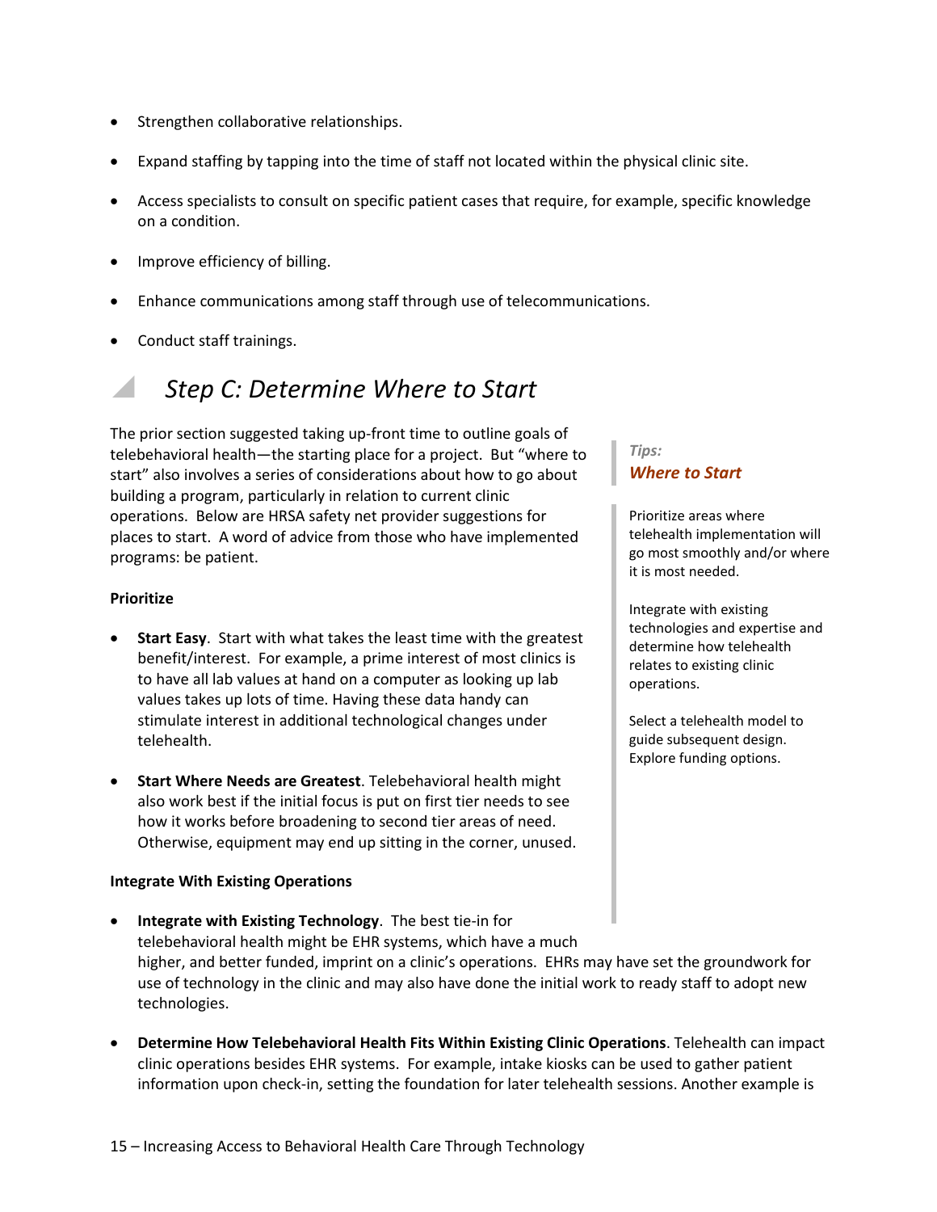- Strengthen collaborative relationships.
- Expand staffing by tapping into the time of staff not located within the physical clinic site.
- Access specialists to consult on specific patient cases that require, for example, specific knowledge on a condition.
- Improve efficiency of billing.
- Enhance communications among staff through use of telecommunications.
- Conduct staff trainings.

## *Step C: Determine Where to Start*

The prior section suggested taking up-front time to outline goals of telebehavioral health—the starting place for a project. But "where to start" also involves a series of considerations about how to go about building a program, particularly in relation to current clinic operations. Below are HRSA safety net provider suggestions for places to start. A word of advice from those who have implemented programs: be patient.

> *Tips:*
> ***Where to Start***
>
> Prioritize areas where telehealth implementation will go most smoothly and/or where it is most needed.
>
> Integrate with existing technologies and expertise and determine how telehealth relates to existing clinic operations.
>
> Select a telehealth model to guide subsequent design. Explore funding options.

**Prioritize**

- **Start Easy**. Start with what takes the least time with the greatest benefit/interest. For example, a prime interest of most clinics is to have all lab values at hand on a computer as looking up lab values takes up lots of time. Having these data handy can stimulate interest in additional technological changes under telehealth.
- **Start Where Needs are Greatest**. Telebehavioral health might also work best if the initial focus is put on first tier needs to see how it works before broadening to second tier areas of need. Otherwise, equipment may end up sitting in the corner, unused.

**Integrate With Existing Operations**

- **Integrate with Existing Technology**. The best tie-in for telebehavioral health might be EHR systems, which have a much higher, and better funded, imprint on a clinic's operations. EHRs may have set the groundwork for use of technology in the clinic and may also have done the initial work to ready staff to adopt new technologies.
- **Determine How Telebehavioral Health Fits Within Existing Clinic Operations**. Telehealth can impact clinic operations besides EHR systems. For example, intake kiosks can be used to gather patient information upon check-in, setting the foundation for later telehealth sessions. Another example is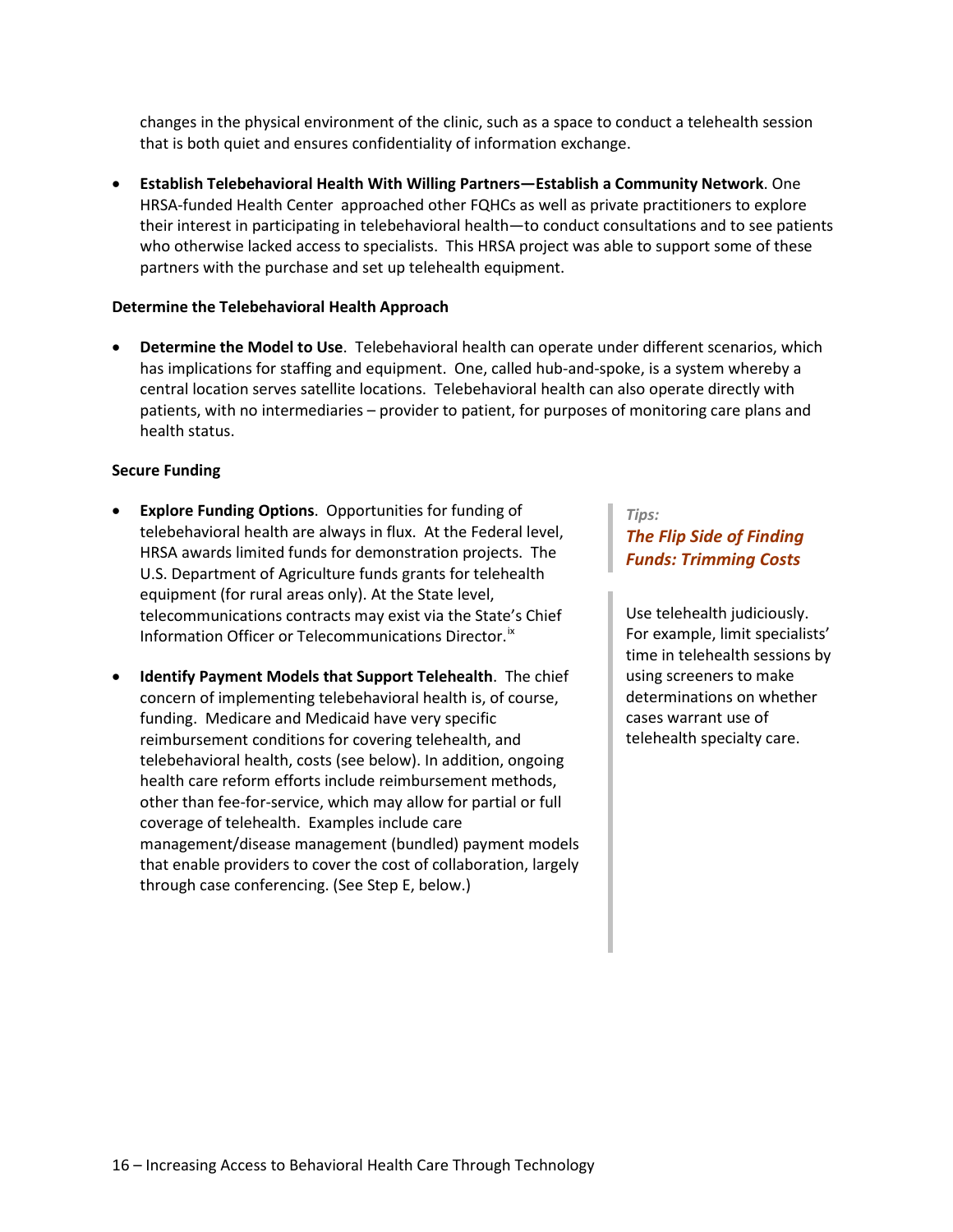changes in the physical environment of the clinic, such as a space to conduct a telehealth session that is both quiet and ensures confidentiality of information exchange.

- **Establish Telebehavioral Health With Willing Partners—Establish a Community Network**. One HRSA-funded Health Center approached other FQHCs as well as private practitioners to explore their interest in participating in telebehavioral health—to conduct consultations and to see patients who otherwise lacked access to specialists. This HRSA project was able to support some of these partners with the purchase and set up telehealth equipment.

**Determine the Telebehavioral Health Approach**

- **Determine the Model to Use**. Telebehavioral health can operate under different scenarios, which has implications for staffing and equipment. One, called hub-and-spoke, is a system whereby a central location serves satellite locations. Telebehavioral health can also operate directly with patients, with no intermediaries – provider to patient, for purposes of monitoring care plans and health status.

**Secure Funding**

- **Explore Funding Options**. Opportunities for funding of telebehavioral health are always in flux. At the Federal level, HRSA awards limited funds for demonstration projects. The U.S. Department of Agriculture funds grants for telehealth equipment (for rural areas only). At the State level, telecommunications contracts may exist via the State's Chief Information Officer or Telecommunications Director.[ix]

- **Identify Payment Models that Support Telehealth**. The chief concern of implementing telebehavioral health is, of course, funding. Medicare and Medicaid have very specific reimbursement conditions for covering telehealth, and telebehavioral health, costs (see below). In addition, ongoing health care reform efforts include reimbursement methods, other than fee-for-service, which may allow for partial or full coverage of telehealth. Examples include care management/disease management (bundled) payment models that enable providers to cover the cost of collaboration, largely through case conferencing. (See Step E, below.)

*Tips:*

***The Flip Side of Finding Funds: Trimming Costs***

Use telehealth judiciously. For example, limit specialists' time in telehealth sessions by using screeners to make determinations on whether cases warrant use of telehealth specialty care.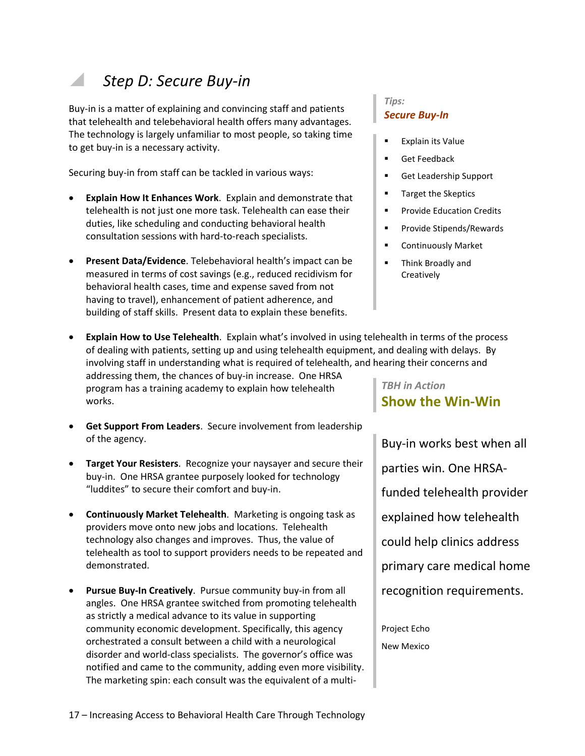## *Step D: Secure Buy-in*

Buy-in is a matter of explaining and convincing staff and patients that telehealth and telebehavioral health offers many advantages. The technology is largely unfamiliar to most people, so taking time to get buy-in is a necessary activity.

Securing buy-in from staff can be tackled in various ways:

- **Explain How It Enhances Work**. Explain and demonstrate that telehealth is not just one more task. Telehealth can ease their duties, like scheduling and conducting behavioral health consultation sessions with hard-to-reach specialists.

- **Present Data/Evidence**. Telebehavioral health's impact can be measured in terms of cost savings (e.g., reduced recidivism for behavioral health cases, time and expense saved from not having to travel), enhancement of patient adherence, and building of staff skills. Present data to explain these benefits.

- **Explain How to Use Telehealth**. Explain what's involved in using telehealth in terms of the process of dealing with patients, setting up and using telehealth equipment, and dealing with delays. By involving staff in understanding what is required of telehealth, and hearing their concerns and addressing them, the chances of buy-in increase. One HRSA program has a training academy to explain how telehealth works.

- **Get Support From Leaders**. Secure involvement from leadership of the agency.

- **Target Your Resisters**. Recognize your naysayer and secure their buy-in. One HRSA grantee purposely looked for technology "luddites" to secure their comfort and buy-in.

- **Continuously Market Telehealth**. Marketing is ongoing task as providers move onto new jobs and locations. Telehealth technology also changes and improves. Thus, the value of telehealth as tool to support providers needs to be repeated and demonstrated.

- **Pursue Buy-In Creatively**. Pursue community buy-in from all angles. One HRSA grantee switched from promoting telehealth as strictly a medical advance to its value in supporting community economic development. Specifically, this agency orchestrated a consult between a child with a neurological disorder and world-class specialists. The governor's office was notified and came to the community, adding even more visibility. The marketing spin: each consult was the equivalent of a multi-

*Tips:*
***Secure Buy-In***

- Explain its Value
- Get Feedback
- Get Leadership Support
- Target the Skeptics
- Provide Education Credits
- Provide Stipends/Rewards
- Continuously Market
- Think Broadly and Creatively

*TBH in Action*
**Show the Win-Win**

Buy-in works best when all parties win. One HRSA-funded telehealth provider explained how telehealth could help clinics address primary care medical home recognition requirements.

Project Echo
New Mexico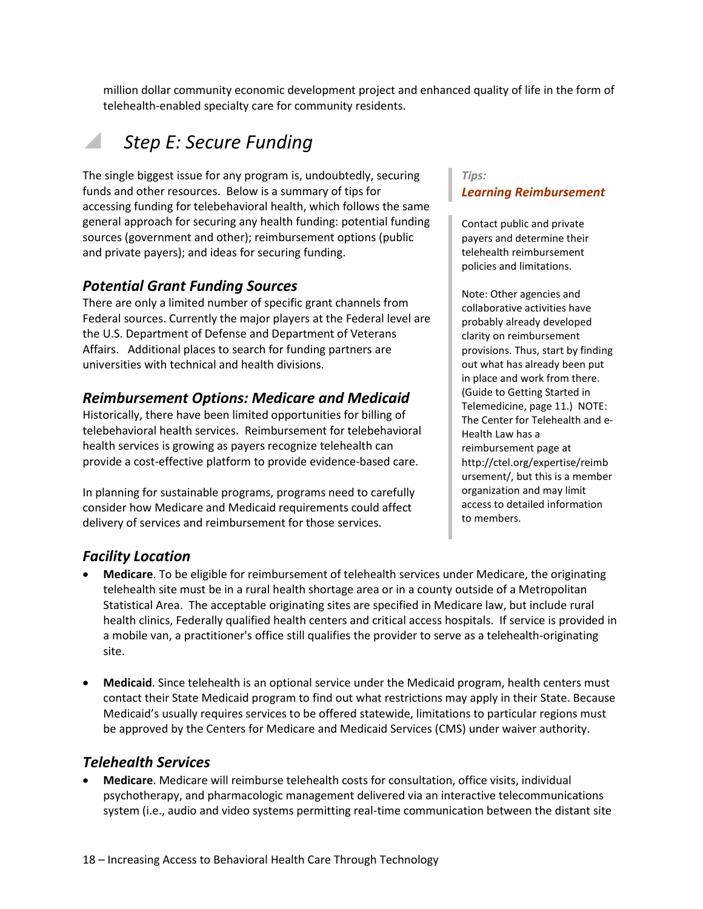million dollar community economic development project and enhanced quality of life in the form of telehealth-enabled specialty care for community residents.

## *Step E: Secure Funding*

The single biggest issue for any program is, undoubtedly, securing funds and other resources. Below is a summary of tips for accessing funding for telebehavioral health, which follows the same general approach for securing any health funding: potential funding sources (government and other); reimbursement options (public and private payers); and ideas for securing funding.

### *Potential Grant Funding Sources*

There are only a limited number of specific grant channels from Federal sources. Currently the major players at the Federal level are the U.S. Department of Defense and Department of Veterans Affairs. Additional places to search for funding partners are universities with technical and health divisions.

### *Reimbursement Options: Medicare and Medicaid*

Historically, there have been limited opportunities for billing of telebehavioral health services. Reimbursement for telebehavioral health services is growing as payers recognize telehealth can provide a cost-effective platform to provide evidence-based care.

In planning for sustainable programs, programs need to carefully consider how Medicare and Medicaid requirements could affect delivery of services and reimbursement for those services.

> *Tips:*
> ***Learning Reimbursement***
>
> Contact public and private payers and determine their telehealth reimbursement policies and limitations.
>
> Note: Other agencies and collaborative activities have probably already developed clarity on reimbursement provisions. Thus, start by finding out what has already been put in place and work from there. (Guide to Getting Started in Telemedicine, page 11.) NOTE: The Center for Telehealth and e-Health Law has a reimbursement page at http://ctel.org/expertise/reimbursement/, but this is a member organization and may limit access to detailed information to members.

### *Facility Location*

- **Medicare**. To be eligible for reimbursement of telehealth services under Medicare, the originating telehealth site must be in a rural health shortage area or in a county outside of a Metropolitan Statistical Area. The acceptable originating sites are specified in Medicare law, but include rural health clinics, Federally qualified health centers and critical access hospitals. If service is provided in a mobile van, a practitioner's office still qualifies the provider to serve as a telehealth-originating site.

- **Medicaid**. Since telehealth is an optional service under the Medicaid program, health centers must contact their State Medicaid program to find out what restrictions may apply in their State. Because Medicaid's usually requires services to be offered statewide, limitations to particular regions must be approved by the Centers for Medicare and Medicaid Services (CMS) under waiver authority.

### *Telehealth Services*

- **Medicare**. Medicare will reimburse telehealth costs for consultation, office visits, individual psychotherapy, and pharmacologic management delivered via an interactive telecommunications system (i.e., audio and video systems permitting real-time communication between the distant site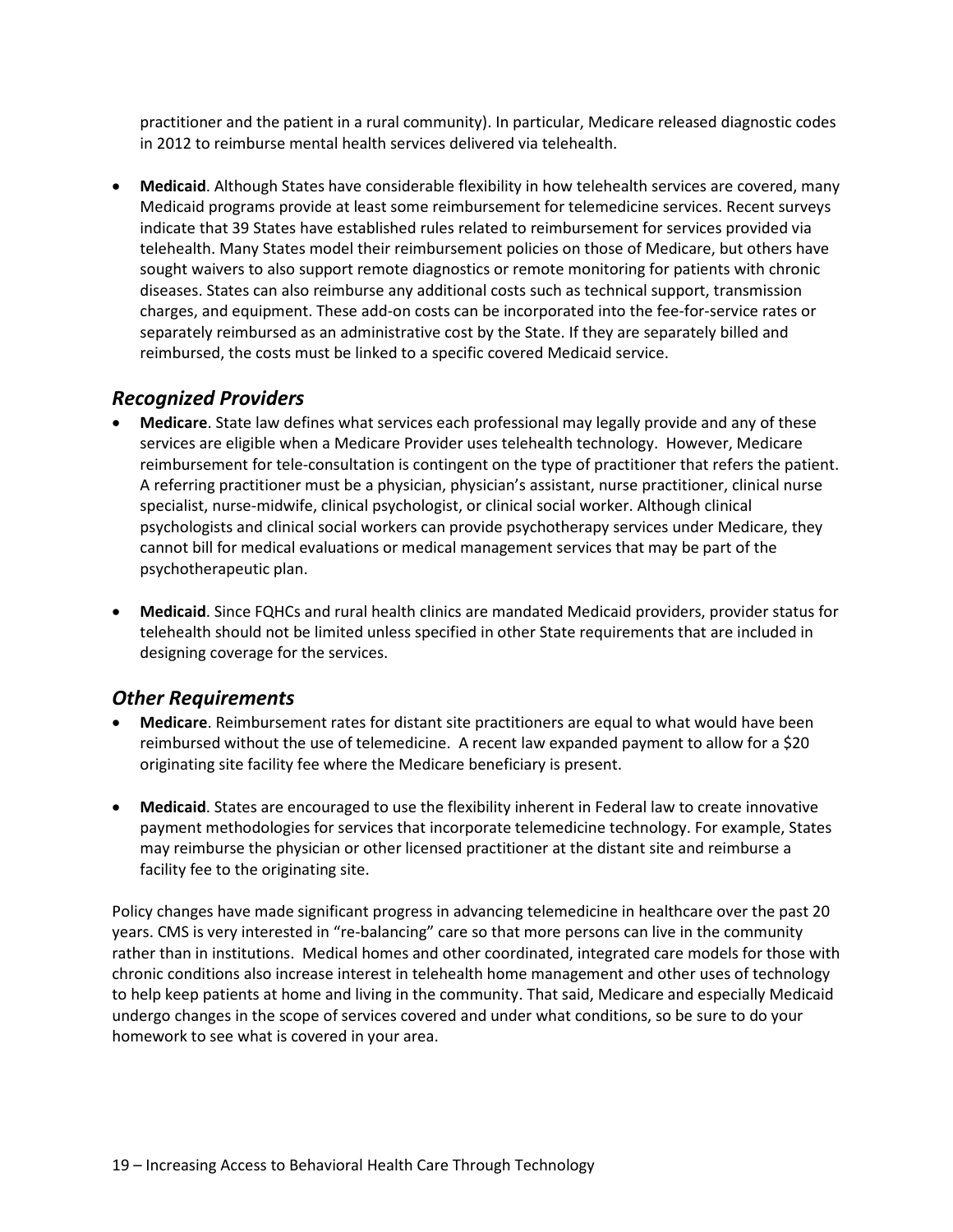practitioner and the patient in a rural community). In particular, Medicare released diagnostic codes in 2012 to reimburse mental health services delivered via telehealth.

- **Medicaid**. Although States have considerable flexibility in how telehealth services are covered, many Medicaid programs provide at least some reimbursement for telemedicine services. Recent surveys indicate that 39 States have established rules related to reimbursement for services provided via telehealth. Many States model their reimbursement policies on those of Medicare, but others have sought waivers to also support remote diagnostics or remote monitoring for patients with chronic diseases. States can also reimburse any additional costs such as technical support, transmission charges, and equipment. These add-on costs can be incorporated into the fee-for-service rates or separately reimbursed as an administrative cost by the State. If they are separately billed and reimbursed, the costs must be linked to a specific covered Medicaid service.

## *Recognized Providers*

- **Medicare**. State law defines what services each professional may legally provide and any of these services are eligible when a Medicare Provider uses telehealth technology. However, Medicare reimbursement for tele-consultation is contingent on the type of practitioner that refers the patient. A referring practitioner must be a physician, physician's assistant, nurse practitioner, clinical nurse specialist, nurse-midwife, clinical psychologist, or clinical social worker. Although clinical psychologists and clinical social workers can provide psychotherapy services under Medicare, they cannot bill for medical evaluations or medical management services that may be part of the psychotherapeutic plan.

- **Medicaid**. Since FQHCs and rural health clinics are mandated Medicaid providers, provider status for telehealth should not be limited unless specified in other State requirements that are included in designing coverage for the services.

## *Other Requirements*

- **Medicare**. Reimbursement rates for distant site practitioners are equal to what would have been reimbursed without the use of telemedicine. A recent law expanded payment to allow for a $20 originating site facility fee where the Medicare beneficiary is present.

- **Medicaid**. States are encouraged to use the flexibility inherent in Federal law to create innovative payment methodologies for services that incorporate telemedicine technology. For example, States may reimburse the physician or other licensed practitioner at the distant site and reimburse a facility fee to the originating site.

Policy changes have made significant progress in advancing telemedicine in healthcare over the past 20 years. CMS is very interested in "re-balancing" care so that more persons can live in the community rather than in institutions. Medical homes and other coordinated, integrated care models for those with chronic conditions also increase interest in telehealth home management and other uses of technology to help keep patients at home and living in the community. That said, Medicare and especially Medicaid undergo changes in the scope of services covered and under what conditions, so be sure to do your homework to see what is covered in your area.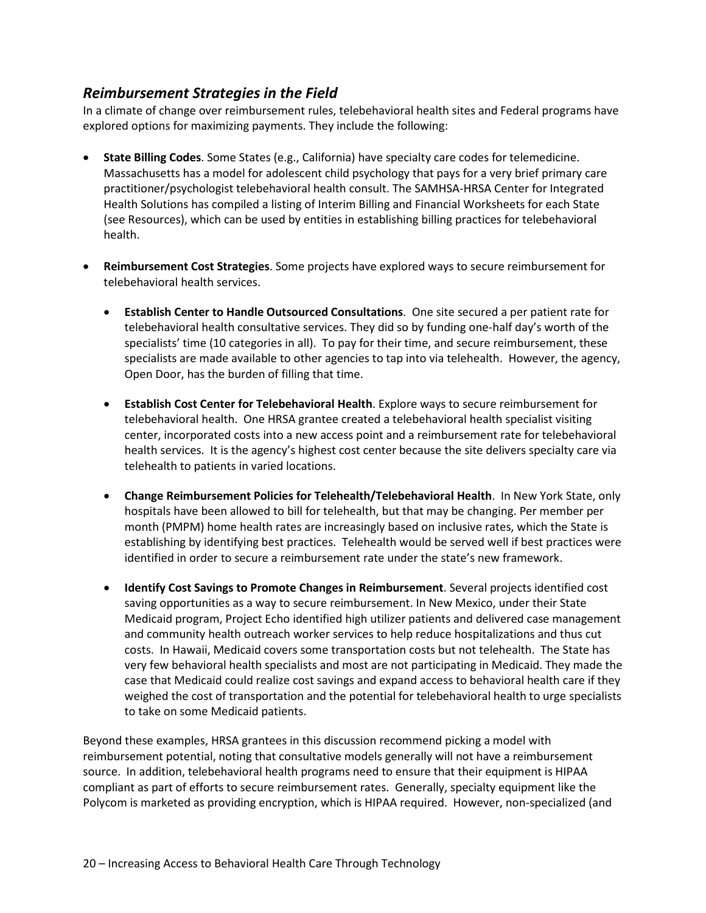## *Reimbursement Strategies in the Field*

In a climate of change over reimbursement rules, telebehavioral health sites and Federal programs have explored options for maximizing payments. They include the following:

- **State Billing Codes**. Some States (e.g., California) have specialty care codes for telemedicine. Massachusetts has a model for adolescent child psychology that pays for a very brief primary care practitioner/psychologist telebehavioral health consult. The SAMHSA-HRSA Center for Integrated Health Solutions has compiled a listing of Interim Billing and Financial Worksheets for each State (see Resources), which can be used by entities in establishing billing practices for telebehavioral health.

- **Reimbursement Cost Strategies**. Some projects have explored ways to secure reimbursement for telebehavioral health services.

  - **Establish Center to Handle Outsourced Consultations**. One site secured a per patient rate for telebehavioral health consultative services. They did so by funding one-half day's worth of the specialists' time (10 categories in all). To pay for their time, and secure reimbursement, these specialists are made available to other agencies to tap into via telehealth. However, the agency, Open Door, has the burden of filling that time.

  - **Establish Cost Center for Telebehavioral Health**. Explore ways to secure reimbursement for telebehavioral health. One HRSA grantee created a telebehavioral health specialist visiting center, incorporated costs into a new access point and a reimbursement rate for telebehavioral health services. It is the agency's highest cost center because the site delivers specialty care via telehealth to patients in varied locations.

  - **Change Reimbursement Policies for Telehealth/Telebehavioral Health**. In New York State, only hospitals have been allowed to bill for telehealth, but that may be changing. Per member per month (PMPM) home health rates are increasingly based on inclusive rates, which the State is establishing by identifying best practices. Telehealth would be served well if best practices were identified in order to secure a reimbursement rate under the state's new framework.

  - **Identify Cost Savings to Promote Changes in Reimbursement**. Several projects identified cost saving opportunities as a way to secure reimbursement. In New Mexico, under their State Medicaid program, Project Echo identified high utilizer patients and delivered case management and community health outreach worker services to help reduce hospitalizations and thus cut costs. In Hawaii, Medicaid covers some transportation costs but not telehealth. The State has very few behavioral health specialists and most are not participating in Medicaid. They made the case that Medicaid could realize cost savings and expand access to behavioral health care if they weighed the cost of transportation and the potential for telebehavioral health to urge specialists to take on some Medicaid patients.

Beyond these examples, HRSA grantees in this discussion recommend picking a model with reimbursement potential, noting that consultative models generally will not have a reimbursement source. In addition, telebehavioral health programs need to ensure that their equipment is HIPAA compliant as part of efforts to secure reimbursement rates. Generally, specialty equipment like the Polycom is marketed as providing encryption, which is HIPAA required. However, non-specialized (and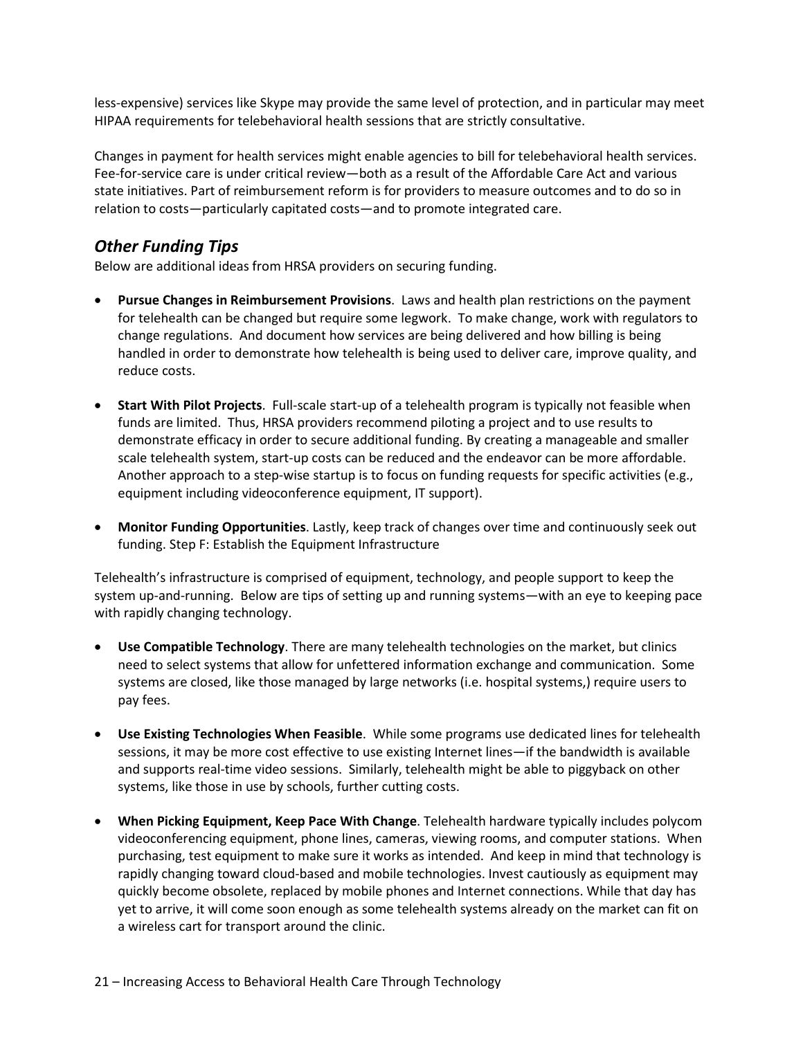less-expensive) services like Skype may provide the same level of protection, and in particular may meet HIPAA requirements for telebehavioral health sessions that are strictly consultative.

Changes in payment for health services might enable agencies to bill for telebehavioral health services. Fee-for-service care is under critical review—both as a result of the Affordable Care Act and various state initiatives. Part of reimbursement reform is for providers to measure outcomes and to do so in relation to costs—particularly capitated costs—and to promote integrated care.

### *Other Funding Tips*

Below are additional ideas from HRSA providers on securing funding.

- **Pursue Changes in Reimbursement Provisions**. Laws and health plan restrictions on the payment for telehealth can be changed but require some legwork. To make change, work with regulators to change regulations. And document how services are being delivered and how billing is being handled in order to demonstrate how telehealth is being used to deliver care, improve quality, and reduce costs.

- **Start With Pilot Projects**. Full-scale start-up of a telehealth program is typically not feasible when funds are limited. Thus, HRSA providers recommend piloting a project and to use results to demonstrate efficacy in order to secure additional funding. By creating a manageable and smaller scale telehealth system, start-up costs can be reduced and the endeavor can be more affordable. Another approach to a step-wise startup is to focus on funding requests for specific activities (e.g., equipment including videoconference equipment, IT support).

- **Monitor Funding Opportunities**. Lastly, keep track of changes over time and continuously seek out funding. Step F: Establish the Equipment Infrastructure

Telehealth's infrastructure is comprised of equipment, technology, and people support to keep the system up-and-running. Below are tips of setting up and running systems—with an eye to keeping pace with rapidly changing technology.

- **Use Compatible Technology**. There are many telehealth technologies on the market, but clinics need to select systems that allow for unfettered information exchange and communication. Some systems are closed, like those managed by large networks (i.e. hospital systems,) require users to pay fees.

- **Use Existing Technologies When Feasible**. While some programs use dedicated lines for telehealth sessions, it may be more cost effective to use existing Internet lines—if the bandwidth is available and supports real-time video sessions. Similarly, telehealth might be able to piggyback on other systems, like those in use by schools, further cutting costs.

- **When Picking Equipment, Keep Pace With Change**. Telehealth hardware typically includes polycom videoconferencing equipment, phone lines, cameras, viewing rooms, and computer stations. When purchasing, test equipment to make sure it works as intended. And keep in mind that technology is rapidly changing toward cloud-based and mobile technologies. Invest cautiously as equipment may quickly become obsolete, replaced by mobile phones and Internet connections. While that day has yet to arrive, it will come soon enough as some telehealth systems already on the market can fit on a wireless cart for transport around the clinic.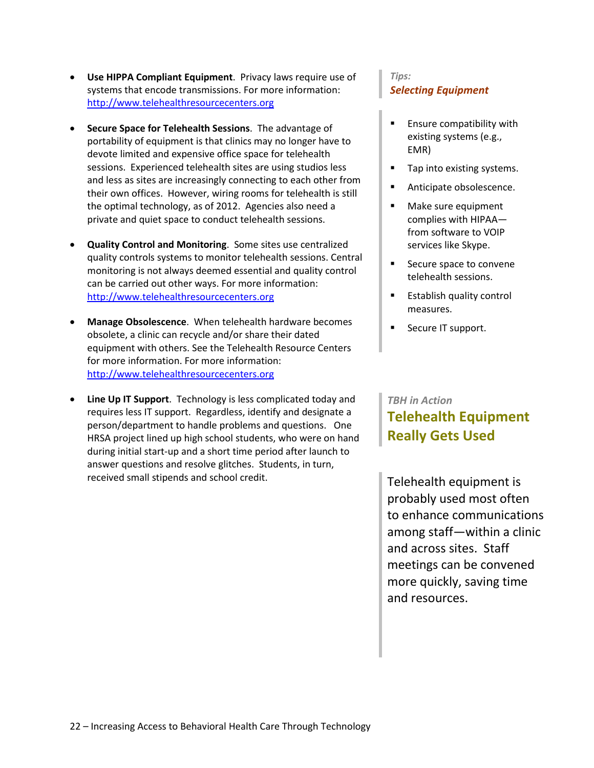- **Use HIPPA Compliant Equipment**. Privacy laws require use of systems that encode transmissions. For more information: http://www.telehealthresourcecenters.org

- **Secure Space for Telehealth Sessions**. The advantage of portability of equipment is that clinics may no longer have to devote limited and expensive office space for telehealth sessions. Experienced telehealth sites are using studios less and less as sites are increasingly connecting to each other from their own offices. However, wiring rooms for telehealth is still the optimal technology, as of 2012. Agencies also need a private and quiet space to conduct telehealth sessions.

- **Quality Control and Monitoring**. Some sites use centralized quality controls systems to monitor telehealth sessions. Central monitoring is not always deemed essential and quality control can be carried out other ways. For more information: http://www.telehealthresourcecenters.org

- **Manage Obsolescence**. When telehealth hardware becomes obsolete, a clinic can recycle and/or share their dated equipment with others. See the Telehealth Resource Centers for more information. For more information: http://www.telehealthresourcecenters.org

- **Line Up IT Support**. Technology is less complicated today and requires less IT support. Regardless, identify and designate a person/department to handle problems and questions. One HRSA project lined up high school students, who were on hand during initial start-up and a short time period after launch to answer questions and resolve glitches. Students, in turn, received small stipends and school credit.

*Tips:*

***Selecting Equipment***

- Ensure compatibility with existing systems (e.g., EMR)
- Tap into existing systems.
- Anticipate obsolescence.
- Make sure equipment complies with HIPAA—from software to VOIP services like Skype.
- Secure space to convene telehealth sessions.
- Establish quality control measures.
- Secure IT support.

*TBH in Action*

## Telehealth Equipment Really Gets Used

Telehealth equipment is probably used most often to enhance communications among staff—within a clinic and across sites. Staff meetings can be convened more quickly, saving time and resources.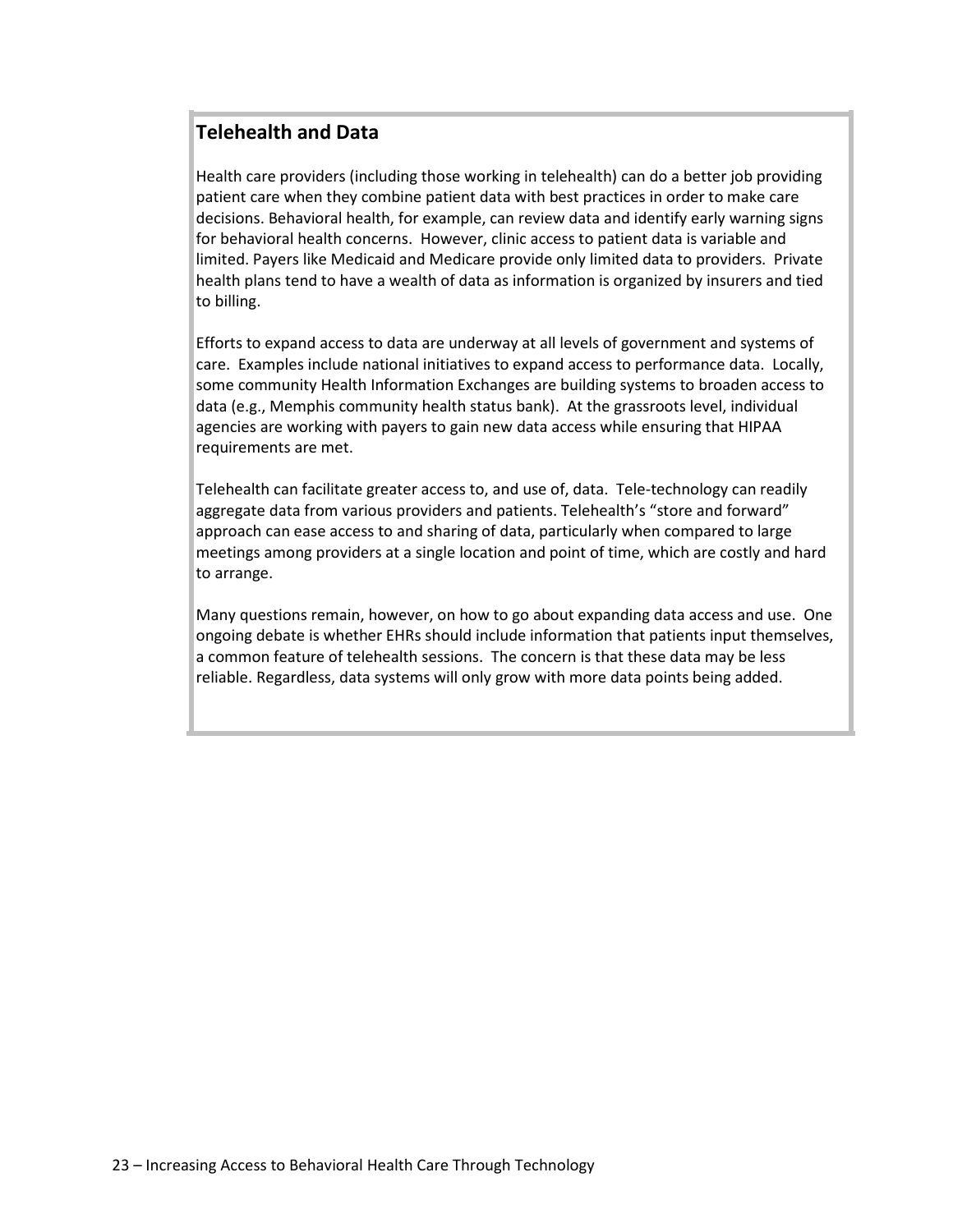## Telehealth and Data

Health care providers (including those working in telehealth) can do a better job providing patient care when they combine patient data with best practices in order to make care decisions. Behavioral health, for example, can review data and identify early warning signs for behavioral health concerns. However, clinic access to patient data is variable and limited. Payers like Medicaid and Medicare provide only limited data to providers. Private health plans tend to have a wealth of data as information is organized by insurers and tied to billing.

Efforts to expand access to data are underway at all levels of government and systems of care. Examples include national initiatives to expand access to performance data. Locally, some community Health Information Exchanges are building systems to broaden access to data (e.g., Memphis community health status bank). At the grassroots level, individual agencies are working with payers to gain new data access while ensuring that HIPAA requirements are met.

Telehealth can facilitate greater access to, and use of, data. Tele-technology can readily aggregate data from various providers and patients. Telehealth's "store and forward" approach can ease access to and sharing of data, particularly when compared to large meetings among providers at a single location and point of time, which are costly and hard to arrange.

Many questions remain, however, on how to go about expanding data access and use. One ongoing debate is whether EHRs should include information that patients input themselves, a common feature of telehealth sessions. The concern is that these data may be less reliable. Regardless, data systems will only grow with more data points being added.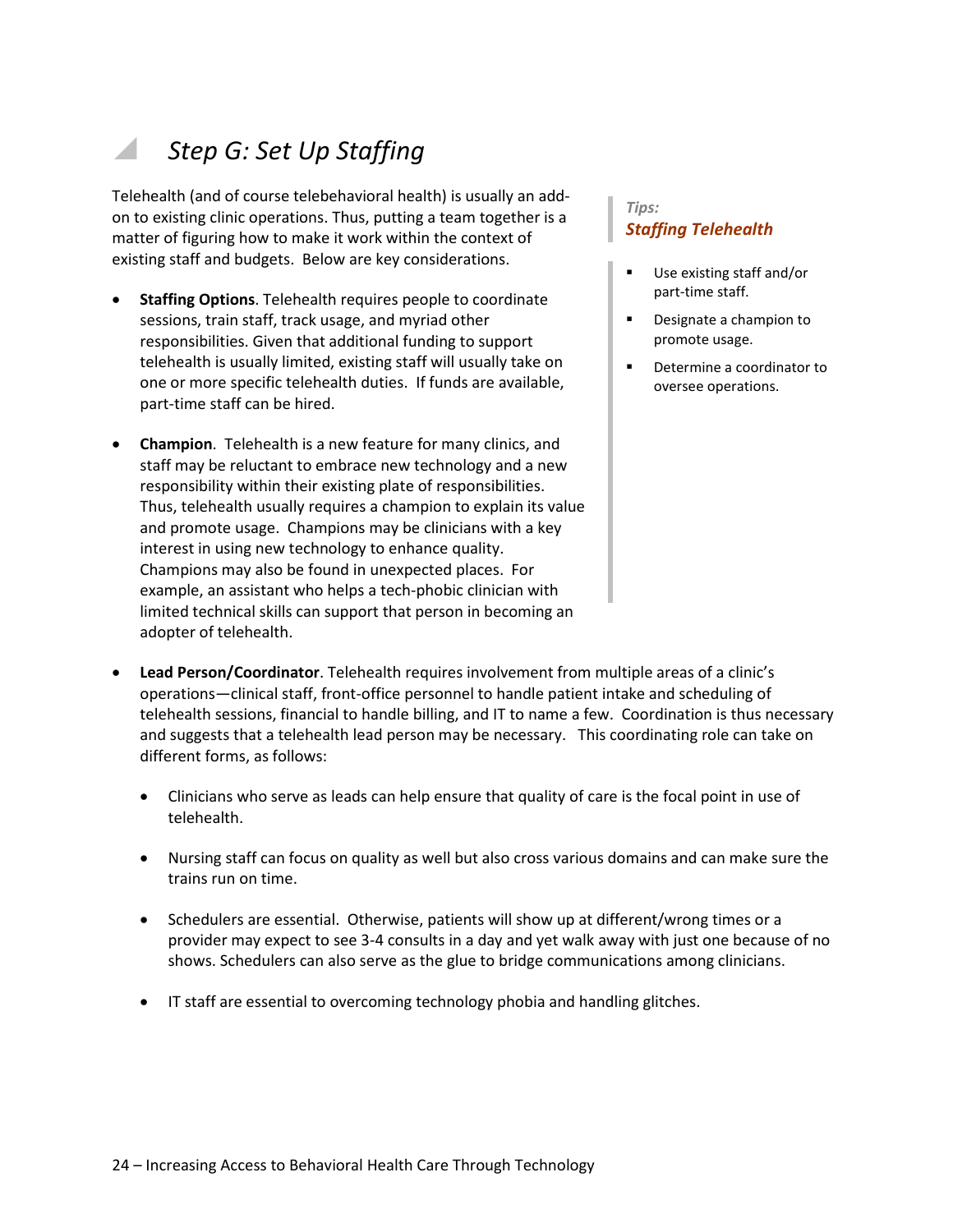## *Step G: Set Up Staffing*

Telehealth (and of course telebehavioral health) is usually an add-on to existing clinic operations. Thus, putting a team together is a matter of figuring how to make it work within the context of existing staff and budgets. Below are key considerations.

> *Tips:*
> ***Staffing Telehealth***
>
> - Use existing staff and/or part-time staff.
> - Designate a champion to promote usage.
> - Determine a coordinator to oversee operations.

- **Staffing Options**. Telehealth requires people to coordinate sessions, train staff, track usage, and myriad other responsibilities. Given that additional funding to support telehealth is usually limited, existing staff will usually take on one or more specific telehealth duties. If funds are available, part-time staff can be hired.

- **Champion**. Telehealth is a new feature for many clinics, and staff may be reluctant to embrace new technology and a new responsibility within their existing plate of responsibilities. Thus, telehealth usually requires a champion to explain its value and promote usage. Champions may be clinicians with a key interest in using new technology to enhance quality. Champions may also be found in unexpected places. For example, an assistant who helps a tech-phobic clinician with limited technical skills can support that person in becoming an adopter of telehealth.

- **Lead Person/Coordinator**. Telehealth requires involvement from multiple areas of a clinic's operations—clinical staff, front-office personnel to handle patient intake and scheduling of telehealth sessions, financial to handle billing, and IT to name a few. Coordination is thus necessary and suggests that a telehealth lead person may be necessary. This coordinating role can take on different forms, as follows:

  - Clinicians who serve as leads can help ensure that quality of care is the focal point in use of telehealth.

  - Nursing staff can focus on quality as well but also cross various domains and can make sure the trains run on time.

  - Schedulers are essential. Otherwise, patients will show up at different/wrong times or a provider may expect to see 3-4 consults in a day and yet walk away with just one because of no shows. Schedulers can also serve as the glue to bridge communications among clinicians.

  - IT staff are essential to overcoming technology phobia and handling glitches.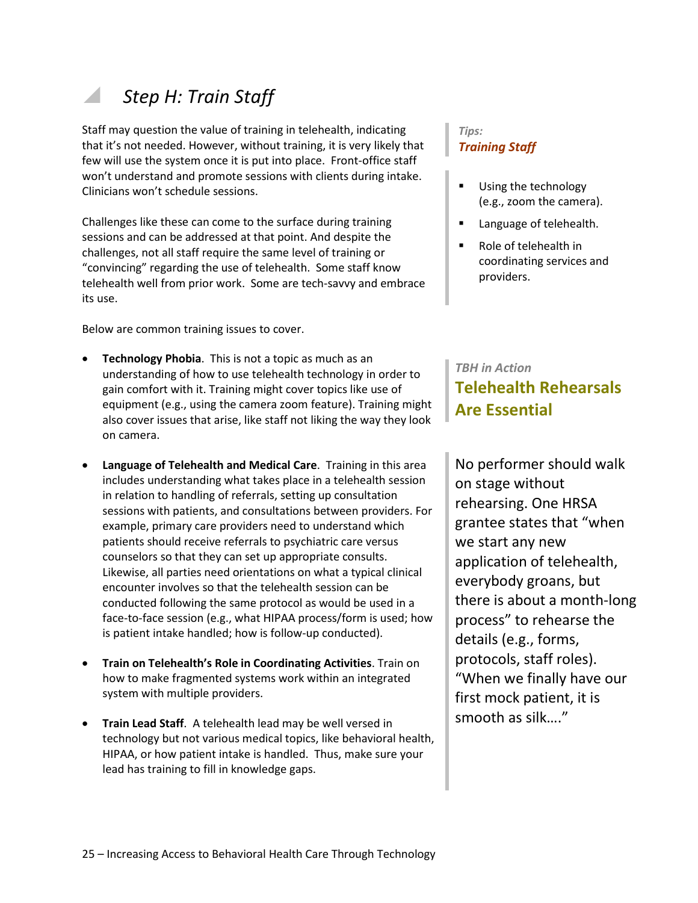## *Step H: Train Staff*

Staff may question the value of training in telehealth, indicating that it's not needed. However, without training, it is very likely that few will use the system once it is put into place. Front-office staff won't understand and promote sessions with clients during intake. Clinicians won't schedule sessions.

Challenges like these can come to the surface during training sessions and can be addressed at that point. And despite the challenges, not all staff require the same level of training or "convincing" regarding the use of telehealth. Some staff know telehealth well from prior work. Some are tech-savvy and embrace its use.

Below are common training issues to cover.

- **Technology Phobia**. This is not a topic as much as an understanding of how to use telehealth technology in order to gain comfort with it. Training might cover topics like use of equipment (e.g., using the camera zoom feature). Training might also cover issues that arise, like staff not liking the way they look on camera.

- **Language of Telehealth and Medical Care**. Training in this area includes understanding what takes place in a telehealth session in relation to handling of referrals, setting up consultation sessions with patients, and consultations between providers. For example, primary care providers need to understand which patients should receive referrals to psychiatric care versus counselors so that they can set up appropriate consults. Likewise, all parties need orientations on what a typical clinical encounter involves so that the telehealth session can be conducted following the same protocol as would be used in a face-to-face session (e.g., what HIPAA process/form is used; how is patient intake handled; how is follow-up conducted).

- **Train on Telehealth's Role in Coordinating Activities**. Train on how to make fragmented systems work within an integrated system with multiple providers.

- **Train Lead Staff**. A telehealth lead may be well versed in technology but not various medical topics, like behavioral health, HIPAA, or how patient intake is handled. Thus, make sure your lead has training to fill in knowledge gaps.

*Tips:*
***Training Staff***

- Using the technology (e.g., zoom the camera).
- Language of telehealth.
- Role of telehealth in coordinating services and providers.

*TBH in Action*
**Telehealth Rehearsals Are Essential**

No performer should walk on stage without rehearsing. One HRSA grantee states that "when we start any new application of telehealth, everybody groans, but there is about a month-long process" to rehearse the details (e.g., forms, protocols, staff roles). "When we finally have our first mock patient, it is smooth as silk…."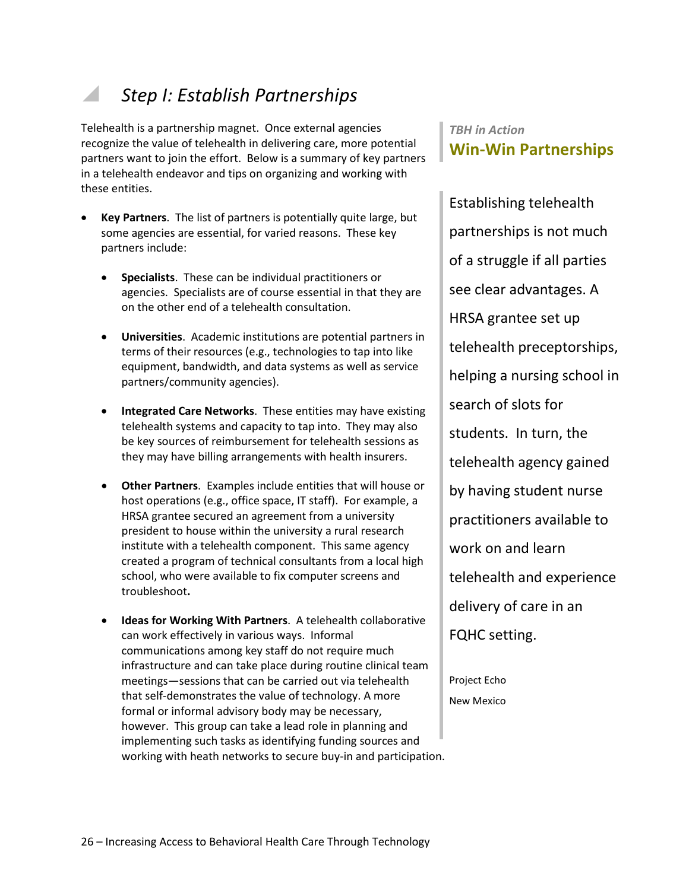## *Step I: Establish Partnerships*

Telehealth is a partnership magnet. Once external agencies recognize the value of telehealth in delivering care, more potential partners want to join the effort. Below is a summary of key partners in a telehealth endeavor and tips on organizing and working with these entities.

- **Key Partners**. The list of partners is potentially quite large, but some agencies are essential, for varied reasons. These key partners include:
  - **Specialists**. These can be individual practitioners or agencies. Specialists are of course essential in that they are on the other end of a telehealth consultation.
  - **Universities**. Academic institutions are potential partners in terms of their resources (e.g., technologies to tap into like equipment, bandwidth, and data systems as well as service partners/community agencies).
  - **Integrated Care Networks**. These entities may have existing telehealth systems and capacity to tap into. They may also be key sources of reimbursement for telehealth sessions as they may have billing arrangements with health insurers.
  - **Other Partners**. Examples include entities that will house or host operations (e.g., office space, IT staff). For example, a HRSA grantee secured an agreement from a university president to house within the university a rural research institute with a telehealth component. This same agency created a program of technical consultants from a local high school, who were available to fix computer screens and troubleshoot.
  - **Ideas for Working With Partners**. A telehealth collaborative can work effectively in various ways. Informal communications among key staff do not require much infrastructure and can take place during routine clinical team meetings—sessions that can be carried out via telehealth that self-demonstrates the value of technology. A more formal or informal advisory body may be necessary, however. This group can take a lead role in planning and implementing such tasks as identifying funding sources and working with heath networks to secure buy-in and participation.

*TBH in Action*

### Win-Win Partnerships

Establishing telehealth partnerships is not much of a struggle if all parties see clear advantages. A HRSA grantee set up telehealth preceptorships, helping a nursing school in search of slots for students. In turn, the telehealth agency gained by having student nurse practitioners available to work on and learn telehealth and experience delivery of care in an FQHC setting.

Project Echo

New Mexico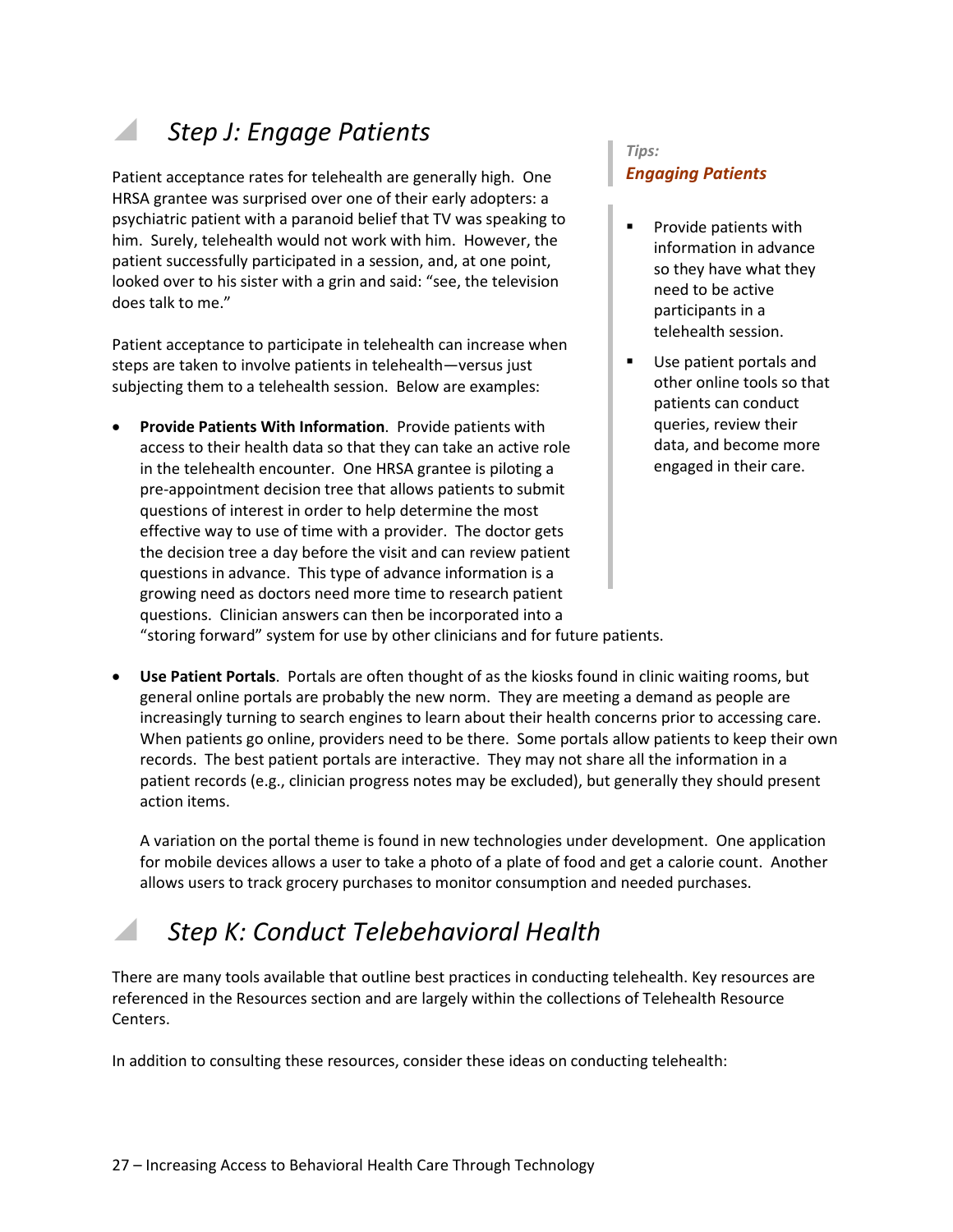## *Step J: Engage Patients*

Patient acceptance rates for telehealth are generally high. One HRSA grantee was surprised over one of their early adopters: a psychiatric patient with a paranoid belief that TV was speaking to him. Surely, telehealth would not work with him. However, the patient successfully participated in a session, and, at one point, looked over to his sister with a grin and said: "see, the television does talk to me."

Patient acceptance to participate in telehealth can increase when steps are taken to involve patients in telehealth—versus just subjecting them to a telehealth session. Below are examples:

- **Provide Patients With Information**. Provide patients with access to their health data so that they can take an active role in the telehealth encounter. One HRSA grantee is piloting a pre-appointment decision tree that allows patients to submit questions of interest in order to help determine the most effective way to use of time with a provider. The doctor gets the decision tree a day before the visit and can review patient questions in advance. This type of advance information is a growing need as doctors need more time to research patient questions. Clinician answers can then be incorporated into a "storing forward" system for use by other clinicians and for future patients.

- **Use Patient Portals**. Portals are often thought of as the kiosks found in clinic waiting rooms, but general online portals are probably the new norm. They are meeting a demand as people are increasingly turning to search engines to learn about their health concerns prior to accessing care. When patients go online, providers need to be there. Some portals allow patients to keep their own records. The best patient portals are interactive. They may not share all the information in a patient records (e.g., clinician progress notes may be excluded), but generally they should present action items.

  A variation on the portal theme is found in new technologies under development. One application for mobile devices allows a user to take a photo of a plate of food and get a calorie count. Another allows users to track grocery purchases to monitor consumption and needed purchases.

> *Tips:*
> ***Engaging Patients***
>
> - Provide patients with information in advance so they have what they need to be active participants in a telehealth session.
> - Use patient portals and other online tools so that patients can conduct queries, review their data, and become more engaged in their care.

## *Step K: Conduct Telebehavioral Health*

There are many tools available that outline best practices in conducting telehealth. Key resources are referenced in the Resources section and are largely within the collections of Telehealth Resource Centers.

In addition to consulting these resources, consider these ideas on conducting telehealth: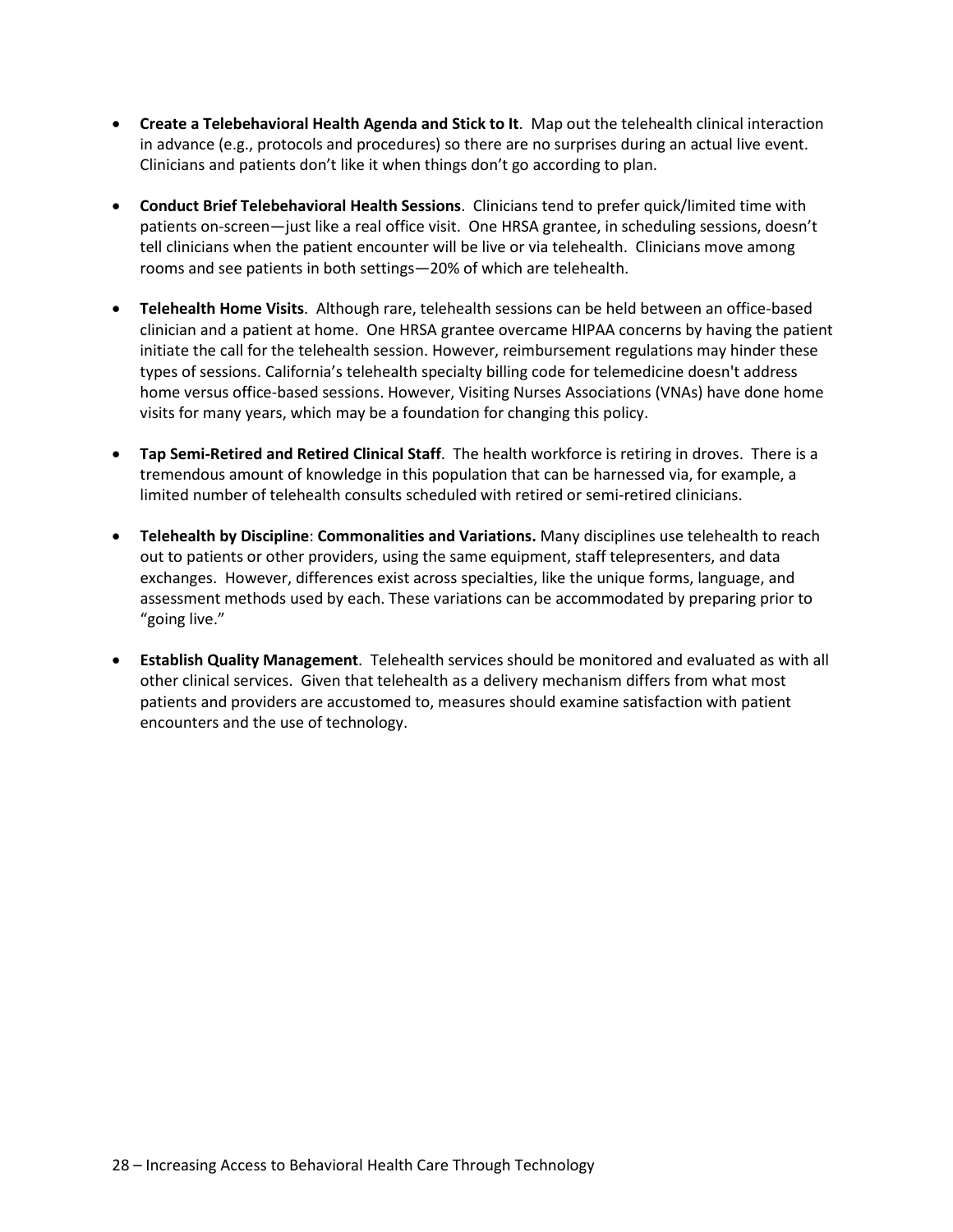- **Create a Telebehavioral Health Agenda and Stick to It**. Map out the telehealth clinical interaction in advance (e.g., protocols and procedures) so there are no surprises during an actual live event. Clinicians and patients don't like it when things don't go according to plan.

- **Conduct Brief Telebehavioral Health Sessions**. Clinicians tend to prefer quick/limited time with patients on-screen—just like a real office visit. One HRSA grantee, in scheduling sessions, doesn't tell clinicians when the patient encounter will be live or via telehealth. Clinicians move among rooms and see patients in both settings—20% of which are telehealth.

- **Telehealth Home Visits**. Although rare, telehealth sessions can be held between an office-based clinician and a patient at home. One HRSA grantee overcame HIPAA concerns by having the patient initiate the call for the telehealth session. However, reimbursement regulations may hinder these types of sessions. California's telehealth specialty billing code for telemedicine doesn't address home versus office-based sessions. However, Visiting Nurses Associations (VNAs) have done home visits for many years, which may be a foundation for changing this policy.

- **Tap Semi-Retired and Retired Clinical Staff**. The health workforce is retiring in droves. There is a tremendous amount of knowledge in this population that can be harnessed via, for example, a limited number of telehealth consults scheduled with retired or semi-retired clinicians.

- **Telehealth by Discipline**: **Commonalities and Variations.** Many disciplines use telehealth to reach out to patients or other providers, using the same equipment, staff telepresenters, and data exchanges. However, differences exist across specialties, like the unique forms, language, and assessment methods used by each. These variations can be accommodated by preparing prior to "going live."

- **Establish Quality Management**. Telehealth services should be monitored and evaluated as with all other clinical services. Given that telehealth as a delivery mechanism differs from what most patients and providers are accustomed to, measures should examine satisfaction with patient encounters and the use of technology.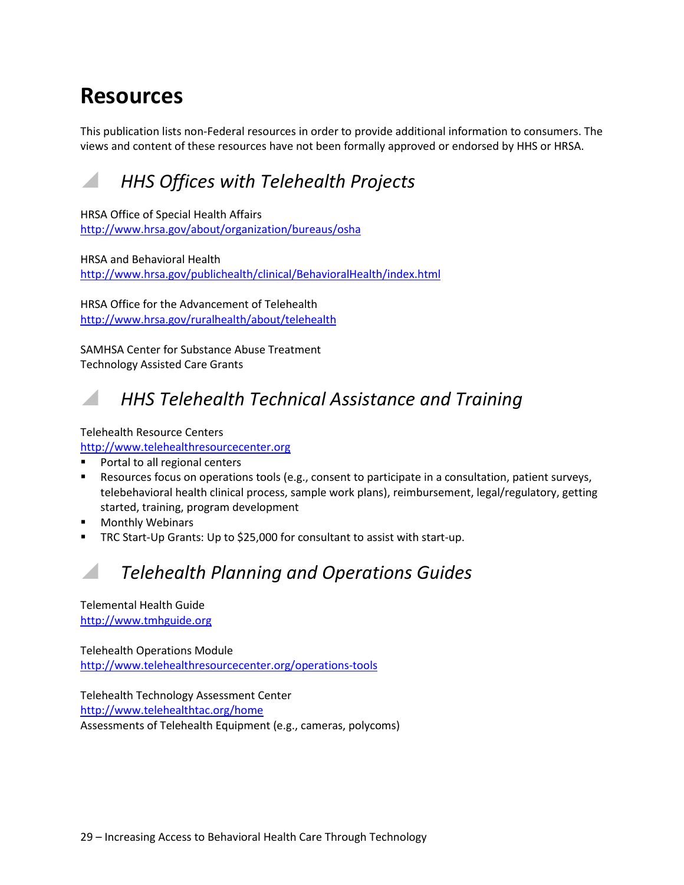# Resources

This publication lists non-Federal resources in order to provide additional information to consumers. The views and content of these resources have not been formally approved or endorsed by HHS or HRSA.

## *HHS Offices with Telehealth Projects*

HRSA Office of Special Health Affairs
http://www.hrsa.gov/about/organization/bureaus/osha

HRSA and Behavioral Health
http://www.hrsa.gov/publichealth/clinical/BehavioralHealth/index.html

HRSA Office for the Advancement of Telehealth
http://www.hrsa.gov/ruralhealth/about/telehealth

SAMHSA Center for Substance Abuse Treatment
Technology Assisted Care Grants

## *HHS Telehealth Technical Assistance and Training*

Telehealth Resource Centers
http://www.telehealthresourcecenter.org

- Portal to all regional centers
- Resources focus on operations tools (e.g., consent to participate in a consultation, patient surveys, telebehavioral health clinical process, sample work plans), reimbursement, legal/regulatory, getting started, training, program development
- Monthly Webinars
- TRC Start-Up Grants: Up to $25,000 for consultant to assist with start-up.

## *Telehealth Planning and Operations Guides*

Telemental Health Guide
http://www.tmhguide.org

Telehealth Operations Module
http://www.telehealthresourcecenter.org/operations-tools

Telehealth Technology Assessment Center
http://www.telehealthtac.org/home
Assessments of Telehealth Equipment (e.g., cameras, polycoms)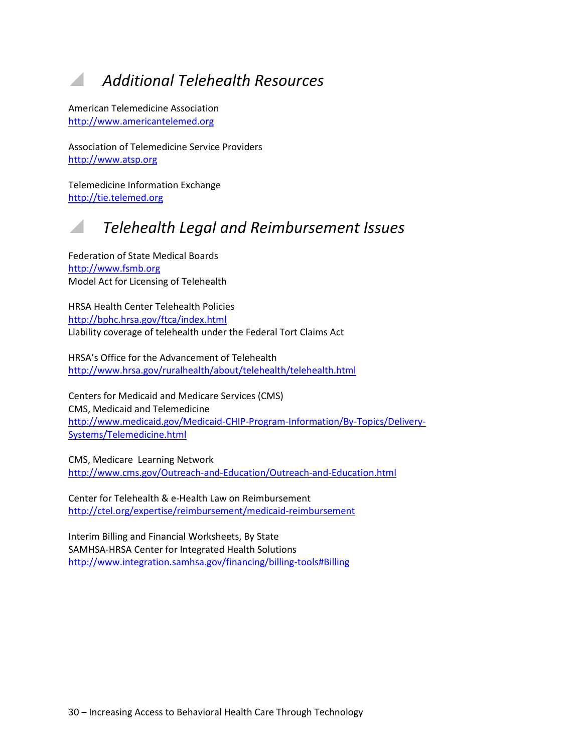## *Additional Telehealth Resources*

American Telemedicine Association
http://www.americantelemed.org

Association of Telemedicine Service Providers
http://www.atsp.org

Telemedicine Information Exchange
http://tie.telemed.org

## *Telehealth Legal and Reimbursement Issues*

Federation of State Medical Boards
http://www.fsmb.org
Model Act for Licensing of Telehealth

HRSA Health Center Telehealth Policies
http://bphc.hrsa.gov/ftca/index.html
Liability coverage of telehealth under the Federal Tort Claims Act

HRSA's Office for the Advancement of Telehealth
http://www.hrsa.gov/ruralhealth/about/telehealth/telehealth.html

Centers for Medicaid and Medicare Services (CMS)
CMS, Medicaid and Telemedicine
http://www.medicaid.gov/Medicaid-CHIP-Program-Information/By-Topics/Delivery-Systems/Telemedicine.html

CMS, Medicare Learning Network
http://www.cms.gov/Outreach-and-Education/Outreach-and-Education.html

Center for Telehealth & e-Health Law on Reimbursement
http://ctel.org/expertise/reimbursement/medicaid-reimbursement

Interim Billing and Financial Worksheets, By State
SAMHSA-HRSA Center for Integrated Health Solutions
http://www.integration.samhsa.gov/financing/billing-tools#Billing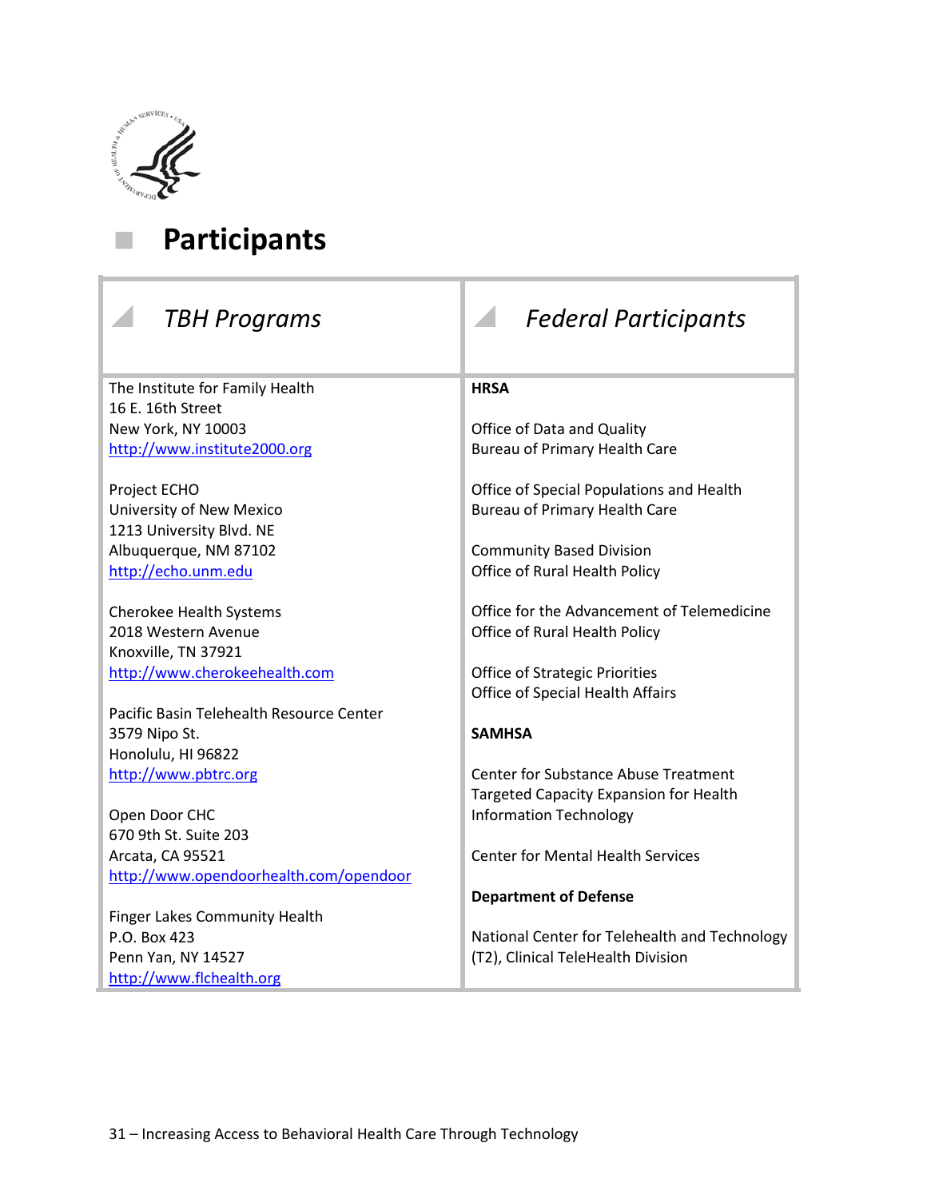# Participants

| *TBH Programs* | *Federal Participants* |
|---|---|
| The Institute for Family Health<br>16 E. 16th Street<br>New York, NY 10003<br>http://www.institute2000.org<br><br>Project ECHO<br>University of New Mexico<br>1213 University Blvd. NE<br>Albuquerque, NM 87102<br>http://echo.unm.edu<br><br>Cherokee Health Systems<br>2018 Western Avenue<br>Knoxville, TN 37921<br>http://www.cherokeehealth.com<br><br>Pacific Basin Telehealth Resource Center<br>3579 Nipo St.<br>Honolulu, HI 96822<br>http://www.pbtrc.org<br><br>Open Door CHC<br>670 9th St. Suite 203<br>Arcata, CA 95521<br>http://www.opendoorhealth.com/opendoor<br><br>Finger Lakes Community Health<br>P.O. Box 423<br>Penn Yan, NY 14527<br>http://www.flchealth.org | **HRSA**<br><br>Office of Data and Quality<br>Bureau of Primary Health Care<br><br>Office of Special Populations and Health<br>Bureau of Primary Health Care<br><br>Community Based Division<br>Office of Rural Health Policy<br><br>Office for the Advancement of Telemedicine<br>Office of Rural Health Policy<br><br>Office of Strategic Priorities<br>Office of Special Health Affairs<br><br>**SAMHSA**<br><br>Center for Substance Abuse Treatment<br>Targeted Capacity Expansion for Health Information Technology<br><br>Center for Mental Health Services<br><br>**Department of Defense**<br><br>National Center for Telehealth and Technology (T2), Clinical TeleHealth Division |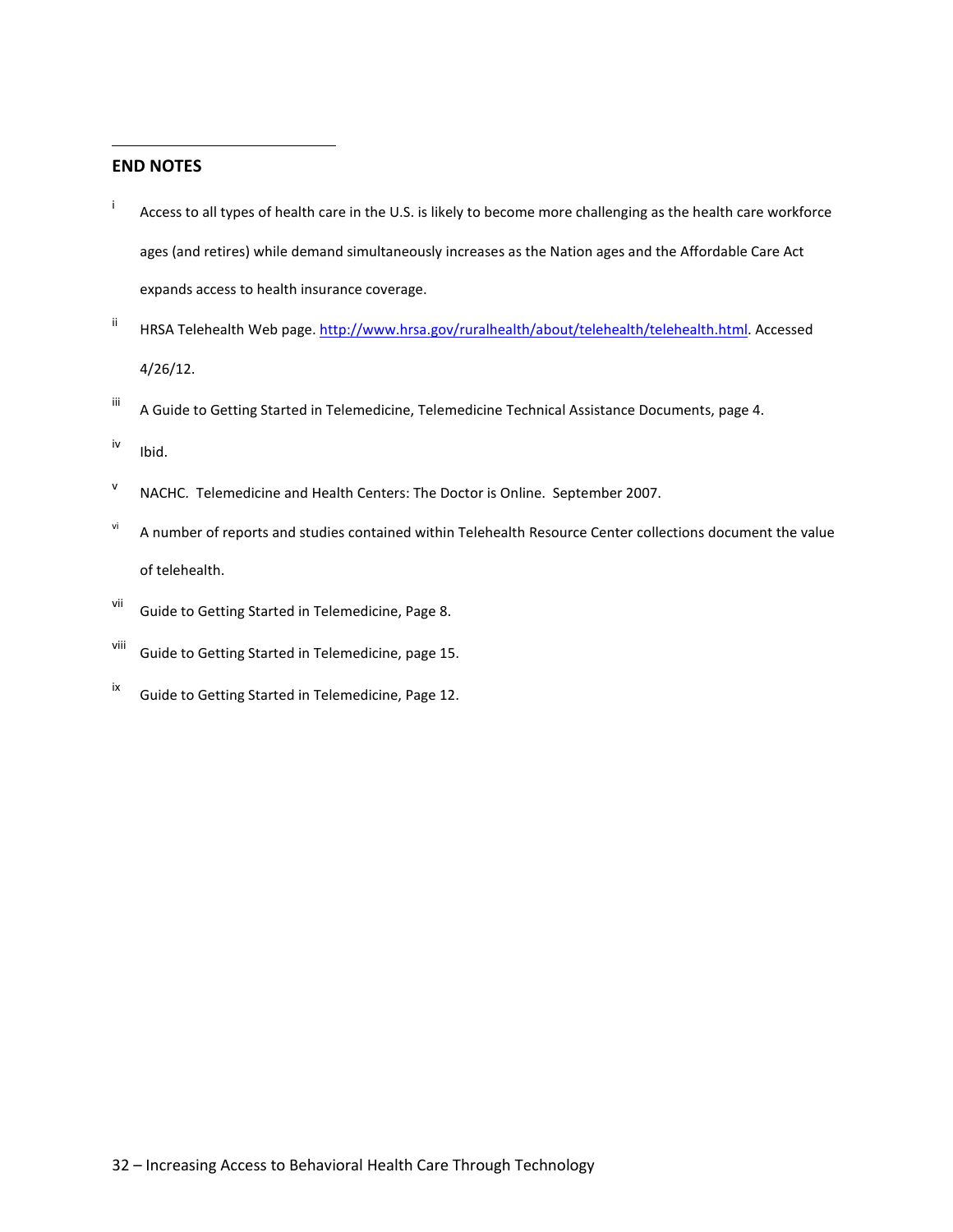## END NOTES

[i] Access to all types of health care in the U.S. is likely to become more challenging as the health care workforce ages (and retires) while demand simultaneously increases as the Nation ages and the Affordable Care Act expands access to health insurance coverage.

[ii] HRSA Telehealth Web page. http://www.hrsa.gov/ruralhealth/about/telehealth/telehealth.html. Accessed 4/26/12.

[iii] A Guide to Getting Started in Telemedicine, Telemedicine Technical Assistance Documents, page 4.

[iv] Ibid.

[v] NACHC. Telemedicine and Health Centers: The Doctor is Online. September 2007.

[vi] A number of reports and studies contained within Telehealth Resource Center collections document the value of telehealth.

[vii] Guide to Getting Started in Telemedicine, Page 8.

[viii] Guide to Getting Started in Telemedicine, page 15.

[ix] Guide to Getting Started in Telemedicine, Page 12.